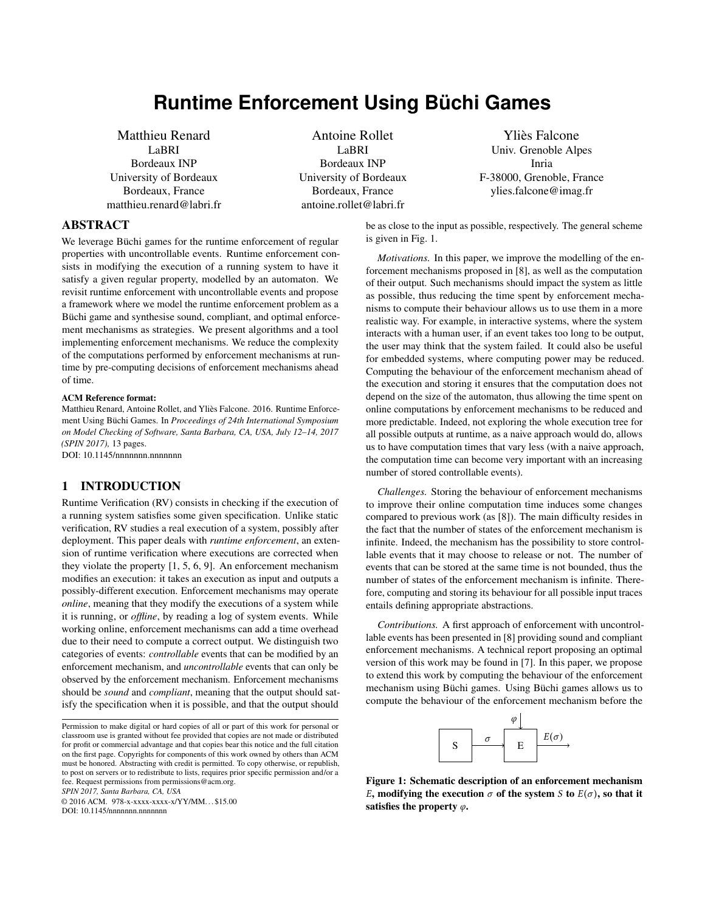# Runtime Enforcement Using Büchi Games

Matthieu Renard
LaBRI
Bordeaux INP
University of Bordeaux
Bordeaux, France
matthieu.renard@labri.fr

Antoine Rollet
LaBRI
Bordeaux INP
University of Bordeaux
Bordeaux, France
antoine.rollet@labri.fr

Yliès Falcone
Univ. Grenoble Alpes
Inria
F-38000, Grenoble, France
ylies.falcone@imag.fr

## ABSTRACT

We leverage Büchi games for the runtime enforcement of regular properties with uncontrollable events. Runtime enforcement consists in modifying the execution of a running system to have it satisfy a given regular property, modelled by an automaton. We revisit runtime enforcement with uncontrollable events and propose a framework where we model the runtime enforcement problem as a Büchi game and synthesise sound, compliant, and optimal enforcement mechanisms as strategies. We present algorithms and a tool implementing enforcement mechanisms. We reduce the complexity of the computations performed by enforcement mechanisms at runtime by pre-computing decisions of enforcement mechanisms ahead of time.

**ACM Reference format:**
Matthieu Renard, Antoine Rollet, and Yliès Falcone. 2016. Runtime Enforcement Using Büchi Games. In *Proceedings of 24th International Symposium on Model Checking of Software, Santa Barbara, CA, USA, July 12–14, 2017 (SPIN 2017),* 13 pages.
DOI: 10.1145/nnnnnnn.nnnnnnn

## 1 INTRODUCTION

Runtime Verification (RV) consists in checking if the execution of a running system satisfies some given specification. Unlike static verification, RV studies a real execution of a system, possibly after deployment. This paper deals with *runtime enforcement*, an extension of runtime verification where executions are corrected when they violate the property [1, 5, 6, 9]. An enforcement mechanism modifies an execution: it takes an execution as input and outputs a possibly-different execution. Enforcement mechanisms may operate *online*, meaning that they modify the executions of a system while it is running, or *offline*, by reading a log of system events. While working online, enforcement mechanisms can add a time overhead due to their need to compute a correct output. We distinguish two categories of events: *controllable* events that can be modified by an enforcement mechanism, and *uncontrollable* events that can only be observed by the enforcement mechanism. Enforcement mechanisms should be *sound* and *compliant*, meaning that the output should satisfy the specification when it is possible, and that the output should be as close to the input as possible, respectively. The general scheme is given in Fig. 1.

*Motivations.* In this paper, we improve the modelling of the enforcement mechanisms proposed in [8], as well as the computation of their output. Such mechanisms should impact the system as little as possible, thus reducing the time spent by enforcement mechanisms to compute their behaviour allows us to use them in a more realistic way. For example, in interactive systems, where the system interacts with a human user, if an event takes too long to be output, the user may think that the system failed. It could also be useful for embedded systems, where computing power may be reduced. Computing the behaviour of the enforcement mechanism ahead of the execution and storing it ensures that the computation does not depend on the size of the automaton, thus allowing the time spent on online computations by enforcement mechanisms to be reduced and more predictable. Indeed, not exploring the whole execution tree for all possible outputs at runtime, as a naive approach would do, allows us to have computation times that vary less (with a naive approach, the computation time can become very important with an increasing number of stored controllable events).

*Challenges.* Storing the behaviour of enforcement mechanisms to improve their online computation time induces some changes compared to previous work (as [8]). The main difficulty resides in the fact that the number of states of the enforcement mechanism is infinite. Indeed, the mechanism has the possibility to store controllable events that it may choose to release or not. The number of events that can be stored at the same time is not bounded, thus the number of states of the enforcement mechanism is infinite. Therefore, computing and storing its behaviour for all possible input traces entails defining appropriate abstractions.

*Contributions.* A first approach of enforcement with uncontrollable events has been presented in [8] providing sound and compliant enforcement mechanisms. A technical report proposing an optimal version of this work may be found in [7]. In this paper, we propose to extend this work by computing the behaviour of the enforcement mechanism using Büchi games. Using Büchi games allows us to compute the behaviour of the enforcement mechanism before the

$$S \xrightarrow{\sigma} E \xrightarrow{E(\sigma)} \quad (\varphi \downarrow E)$$

**Figure 1: Schematic description of an enforcement mechanism $E$, modifying the execution $\sigma$ of the system $S$ to $E(\sigma)$, so that it satisfies the property $\varphi$.**

Permission to make digital or hard copies of all or part of this work for personal or classroom use is granted without fee provided that copies are not made or distributed for profit or commercial advantage and that copies bear this notice and the full citation on the first page. Copyrights for components of this work owned by others than ACM must be honored. Abstracting with credit is permitted. To copy otherwise, or republish, to post on servers or to redistribute to lists, requires prior specific permission and/or a fee. Request permissions from permissions@acm.org.
*SPIN 2017, Santa Barbara, CA, USA*
© 2016 ACM. 978-x-xxxx-xxxx-x/YY/MM...$15.00
DOI: 10.1145/nnnnnnn.nnnnnnn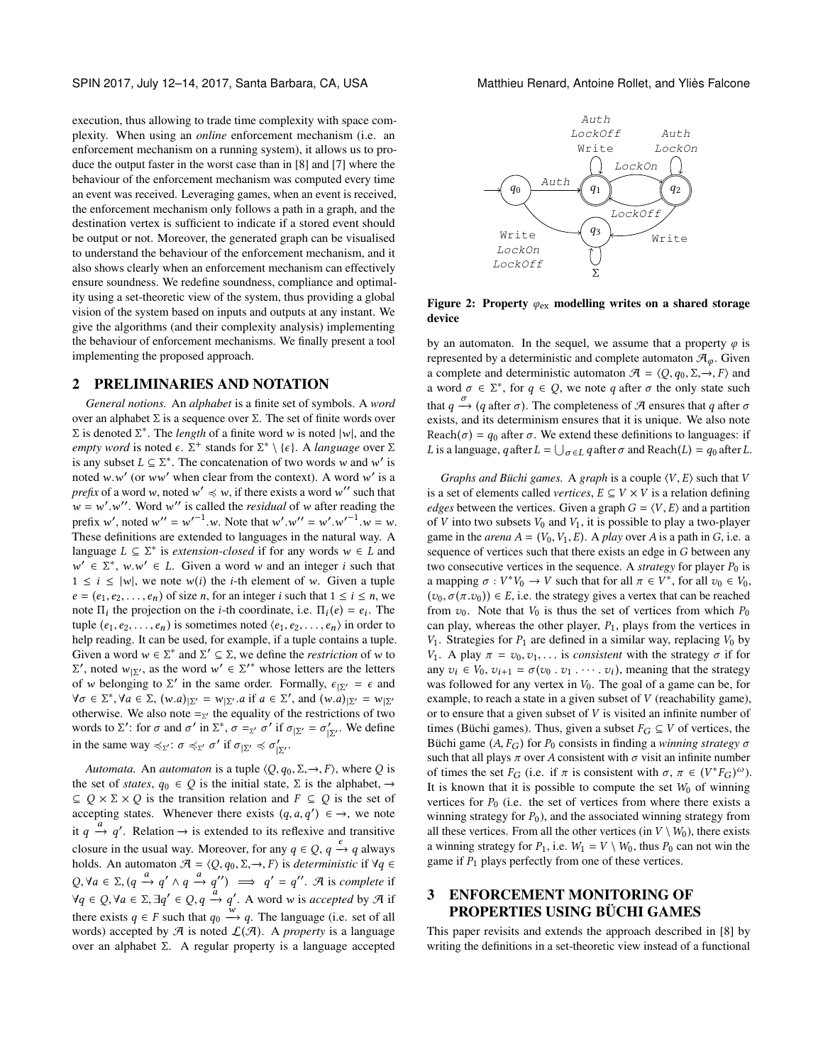execution, thus allowing to trade time complexity with space complexity. When using an *online* enforcement mechanism (i.e. an enforcement mechanism on a running system), it allows us to produce the output faster in the worst case than in [8] and [7] where the behaviour of the enforcement mechanism was computed every time an event was received. Leveraging games, when an event is received, the enforcement mechanism only follows a path in a graph, and the destination vertex is sufficient to indicate if a stored event should be output or not. Moreover, the generated graph can be visualised to understand the behaviour of the enforcement mechanism, and it also shows clearly when an enforcement mechanism can effectively ensure soundness. We redefine soundness, compliance and optimality using a set-theoretic view of the system, thus providing a global vision of the system based on inputs and outputs at any instant. We give the algorithms (and their complexity analysis) implementing the behaviour of enforcement mechanisms. We finally present a tool implementing the proposed approach.

## 2 PRELIMINARIES AND NOTATION

*General notions.* An *alphabet* is a finite set of symbols. A *word* over an alphabet $\Sigma$ is a sequence over $\Sigma$. The set of finite words over $\Sigma$ is denoted $\Sigma^*$. The *length* of a finite word $w$ is noted $|w|$, and the *empty word* is noted $\epsilon$. $\Sigma^+$ stands for $\Sigma^* \setminus \{\epsilon\}$. A *language* over $\Sigma$ is any subset $L \subseteq \Sigma^*$. The concatenation of two words $w$ and $w'$ is noted $w.w'$ (or $ww'$ when clear from the context). A word $w'$ is a *prefix* of a word $w$, noted $w' \preccurlyeq w$, if there exists a word $w''$ such that $w = w'.w''$. Word $w''$ is called the *residual* of $w$ after reading the prefix $w'$, noted $w'' = w'^{-1}.w$. Note that $w'.w'' = w'.w'^{-1}.w = w$. These definitions are extended to languages in the natural way. A language $L \subseteq \Sigma^*$ is *extension-closed* if for any words $w \in L$ and $w' \in \Sigma^*$, $w.w' \in L$. Given a word $w$ and an integer $i$ such that $1 \leq i \leq |w|$, we note $w(i)$ the $i$-th element of $w$. Given a tuple $e = (e_1, e_2, \ldots, e_n)$ of size $n$, for an integer $i$ such that $1 \leq i \leq n$, we note $\Pi_i$ the projection on the $i$-th coordinate, i.e. $\Pi_i(e) = e_i$. The tuple $(e_1, e_2, \ldots, e_n)$ is sometimes noted $\langle e_1, e_2, \ldots, e_n \rangle$ in order to help reading. It can be used, for example, if a tuple contains a tuple. Given a word $w \in \Sigma^*$ and $\Sigma' \subseteq \Sigma$, we define the *restriction* of $w$ to $\Sigma'$, noted $w_{|\Sigma'}$, as the word $w' \in \Sigma'^*$ whose letters are the letters of $w$ belonging to $\Sigma'$ in the same order. Formally, $\epsilon_{|\Sigma'} = \epsilon$ and $\forall \sigma \in \Sigma^*, \forall a \in \Sigma$, $(w.a)_{|\Sigma'} = w_{|\Sigma'}.a$ if $a \in \Sigma'$, and $(w.a)_{|\Sigma'} = w_{|\Sigma'}$ otherwise. We also note $=_{\Sigma'}$ the equality of the restrictions of two words to $\Sigma'$: for $\sigma$ and $\sigma'$ in $\Sigma^*$, $\sigma =_{\Sigma'} \sigma'$ if $\sigma_{|\Sigma'} = \sigma'_{|\Sigma'}$. We define in the same way $\preccurlyeq_{\Sigma'}$: $\sigma \preccurlyeq_{\Sigma'} \sigma'$ if $\sigma_{|\Sigma'} \preccurlyeq \sigma'_{|\Sigma'}$.

*Automata.* An *automaton* is a tuple $\langle Q, q_0, \Sigma, \rightarrow, F \rangle$, where $Q$ is the set of *states*, $q_0 \in Q$ is the initial state, $\Sigma$ is the alphabet, $\rightarrow \subseteq Q \times \Sigma \times Q$ is the transition relation and $F \subseteq Q$ is the set of accepting states. Whenever there exists $(q, a, q') \in \rightarrow$, we note it $q \xrightarrow{a} q'$. Relation $\rightarrow$ is extended to its reflexive and transitive closure in the usual way. Moreover, for any $q \in Q$, $q \xrightarrow{\epsilon} q$ always holds. An automaton $\mathcal{A} = \langle Q, q_0, \Sigma, \rightarrow, F \rangle$ is *deterministic* if $\forall q \in Q, \forall a \in \Sigma, (q \xrightarrow{a} q' \wedge q \xrightarrow{a} q'') \implies q' = q''$. $\mathcal{A}$ is *complete* if $\forall q \in Q, \forall a \in \Sigma, \exists q' \in Q, q \xrightarrow{a} q'$. A word $w$ is *accepted* by $\mathcal{A}$ if there exists $q \in F$ such that $q_0 \xrightarrow{w} q$. The language (i.e. set of all words) accepted by $\mathcal{A}$ is noted $\mathcal{L}(\mathcal{A})$. A *property* is a language over an alphabet $\Sigma$. A regular property is a language accepted by an automaton. In the sequel, we assume that a property $\varphi$ is represented by a deterministic and complete automaton $\mathcal{A}_\varphi$. Given a complete and deterministic automaton $\mathcal{A} = \langle Q, q_0, \Sigma, \rightarrow, F \rangle$ and a word $\sigma \in \Sigma^*$, for $q \in Q$, we note $q$ after $\sigma$ the only state such that $q \xrightarrow{\sigma} (q \text{ after } \sigma)$. The completeness of $\mathcal{A}$ ensures that $q$ after $\sigma$ exists, and its determinism ensures that it is unique. We also note $\text{Reach}(\sigma) = q_0$ after $\sigma$. We extend these definitions to languages: if $L$ is a language, $q \,\text{after}\, L = \bigcup_{\sigma \in L} q \,\text{after}\, \sigma$ and $\text{Reach}(L) = q_0 \,\text{after}\, L$.

Figure 2: Property $\varphi_{\text{ex}}$ modelling writes on a shared storage device

*Graphs and Büchi games.* A *graph* is a couple $\langle V, E \rangle$ such that $V$ is a set of elements called *vertices*, $E \subseteq V \times V$ is a relation defining *edges* between the vertices. Given a graph $G = \langle V, E \rangle$ and a partition of $V$ into two subsets $V_0$ and $V_1$, it is possible to play a two-player game in the *arena* $A = (V_0, V_1, E)$. A *play* over $A$ is a path in $G$, i.e. a sequence of vertices such that there exists an edge in $G$ between any two consecutive vertices in the sequence. A *strategy* for player $P_0$ is a mapping $\sigma : V^*V_0 \rightarrow V$ such that for all $\pi \in V^*$, for all $v_0 \in V_0$, $(v_0, \sigma(\pi.v_0)) \in E$, i.e. the strategy gives a vertex that can be reached from $v_0$. Note that $V_0$ is thus the set of vertices from which $P_0$ can play, whereas the other player, $P_1$, plays from the vertices in $V_1$. Strategies for $P_1$ are defined in a similar way, replacing $V_0$ by $V_1$. A play $\pi = v_0, v_1, \ldots$ is *consistent* with the strategy $\sigma$ if for any $v_i \in V_0$, $v_{i+1} = \sigma(v_0 \,.\, v_1 \,.\, \cdots \,.\, v_i)$, meaning that the strategy was followed for any vertex in $V_0$. The goal of a game can be, for example, to reach a state in a given subset of $V$ (reachability game), or to ensure that a given subset of $V$ is visited an infinite number of times (Büchi games). Thus, given a subset $F_G \subseteq V$ of vertices, the Büchi game $(A, F_G)$ for $P_0$ consists in finding a *winning strategy* $\sigma$ such that all plays $\pi$ over $A$ consistent with $\sigma$ visit an infinite number of times the set $F_G$ (i.e. if $\pi$ is consistent with $\sigma$, $\pi \in (V^*F_G)^\omega$). It is known that it is possible to compute the set $W_0$ of winning vertices for $P_0$ (i.e. the set of vertices from where there exists a winning strategy for $P_0$), and the associated winning strategy from all these vertices. From all the other vertices (in $V \setminus W_0$), there exists a winning strategy for $P_1$, i.e. $W_1 = V \setminus W_0$, thus $P_0$ can not win the game if $P_1$ plays perfectly from one of these vertices.

## 3 ENFORCEMENT MONITORING OF PROPERTIES USING BÜCHI GAMES

This paper revisits and extends the approach described in [8] by writing the definitions in a set-theoretic view instead of a functional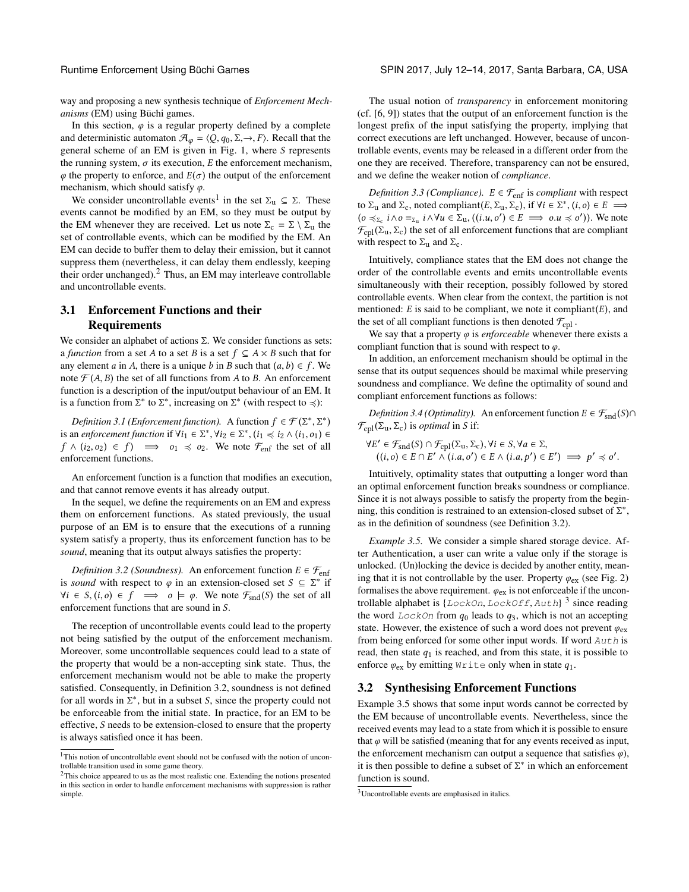way and proposing a new synthesis technique of *Enforcement Mechanisms* (EM) using Büchi games.

In this section, $\varphi$ is a regular property defined by a complete and deterministic automaton $\mathcal{A}_\varphi = \langle Q, q_0, \Sigma, \rightarrow, F \rangle$. Recall that the general scheme of an EM is given in Fig. 1, where $S$ represents the running system, $\sigma$ its execution, $E$ the enforcement mechanism, $\varphi$ the property to enforce, and $E(\sigma)$ the output of the enforcement mechanism, which should satisfy $\varphi$.

We consider uncontrollable events[1] in the set $\Sigma_u \subseteq \Sigma$. These events cannot be modified by an EM, so they must be output by the EM whenever they are received. Let us note $\Sigma_c = \Sigma \setminus \Sigma_u$ the set of controllable events, which can be modified by the EM. An EM can decide to buffer them to delay their emission, but it cannot suppress them (nevertheless, it can delay them endlessly, keeping their order unchanged).[2] Thus, an EM may interleave controllable and uncontrollable events.

## 3.1 Enforcement Functions and their Requirements

We consider an alphabet of actions $\Sigma$. We consider functions as sets: a *function* from a set $A$ to a set $B$ is a set $f \subseteq A \times B$ such that for any element $a$ in $A$, there is a unique $b$ in $B$ such that $(a, b) \in f$. We note $\mathcal{F}(A, B)$ the set of all functions from $A$ to $B$. An enforcement function is a description of the input/output behaviour of an EM. It is a function from $\Sigma^*$ to $\Sigma^*$, increasing on $\Sigma^*$ (with respect to $\preccurlyeq$):

*Definition 3.1 (Enforcement function).* A function $f \in \mathcal{F}(\Sigma^*, \Sigma^*)$ is an *enforcement function* if $\forall i_1 \in \Sigma^*, \forall i_2 \in \Sigma^*, (i_1 \preccurlyeq i_2 \wedge (i_1, o_1) \in f \wedge (i_2, o_2) \in f) \implies o_1 \preccurlyeq o_2$. We note $\mathcal{F}_{\text{enf}}$ the set of all enforcement functions.

An enforcement function is a function that modifies an execution, and that cannot remove events it has already output.

In the sequel, we define the requirements on an EM and express them on enforcement functions. As stated previously, the usual purpose of an EM is to ensure that the executions of a running system satisfy a property, thus its enforcement function has to be *sound*, meaning that its output always satisfies the property:

*Definition 3.2 (Soundness).* An enforcement function $E \in \mathcal{F}_{\text{enf}}$ is *sound* with respect to $\varphi$ in an extension-closed set $S \subseteq \Sigma^*$ if $\forall i \in S, (i, o) \in f \implies o \models \varphi$. We note $\mathcal{F}_{\text{snd}}(S)$ the set of all enforcement functions that are sound in $S$.

The reception of uncontrollable events could lead to the property not being satisfied by the output of the enforcement mechanism. Moreover, some uncontrollable sequences could lead to a state of the property that would be a non-accepting sink state. Thus, the enforcement mechanism would not be able to make the property satisfied. Consequently, in Definition 3.2, soundness is not defined for all words in $\Sigma^*$, but in a subset $S$, since the property could not be enforceable from the initial state. In practice, for an EM to be effective, $S$ needs to be extension-closed to ensure that the property is always satisfied once it has been.

The usual notion of *transparency* in enforcement monitoring (cf. [6, 9]) states that the output of an enforcement function is the longest prefix of the input satisfying the property, implying that correct executions are left unchanged. However, because of uncontrollable events, events may be released in a different order from the one they are received. Therefore, transparency can not be ensured, and we define the weaker notion of *compliance*.

*Definition 3.3 (Compliance).* $E \in \mathcal{F}_{\text{enf}}$ is *compliant* with respect to $\Sigma_u$ and $\Sigma_c$, noted compliant$(E, \Sigma_u, \Sigma_c)$, if $\forall i \in \Sigma^*, (i, o) \in E \implies (o \preccurlyeq_{\Sigma_c} i \wedge o =_{\Sigma_u} i \wedge \forall u \in \Sigma_u, ((i.u, o') \in E \implies o.u \preccurlyeq o'))$. We note $\mathcal{F}_{\text{cpl}}(\Sigma_u, \Sigma_c)$ the set of all enforcement functions that are compliant with respect to $\Sigma_u$ and $\Sigma_c$.

Intuitively, compliance states that the EM does not change the order of the controllable events and emits uncontrollable events simultaneously with their reception, possibly followed by stored controllable events. When clear from the context, the partition is not mentioned: $E$ is said to be compliant, we note it compliant$(E)$, and the set of all compliant functions is then denoted $\mathcal{F}_{\text{cpl}}$.

We say that a property $\varphi$ is *enforceable* whenever there exists a compliant function that is sound with respect to $\varphi$.

In addition, an enforcement mechanism should be optimal in the sense that its output sequences should be maximal while preserving soundness and compliance. We define the optimality of sound and compliant enforcement functions as follows:

*Definition 3.4 (Optimality).* An enforcement function $E \in \mathcal{F}_{\text{snd}}(S) \cap \mathcal{F}_{\text{cpl}}(\Sigma_u, \Sigma_c)$ is *optimal* in $S$ if:

$$\forall E' \in \mathcal{F}_{\text{snd}}(S) \cap \mathcal{F}_{\text{cpl}}(\Sigma_u, \Sigma_c), \forall i \in S, \forall a \in \Sigma,$$
$$((i, o) \in E \cap E' \wedge (i.a, o') \in E \wedge (i.a, p') \in E') \implies p' \preccurlyeq o'.$$

Intuitively, optimality states that outputting a longer word than an optimal enforcement function breaks soundness or compliance. Since it is not always possible to satisfy the property from the beginning, this condition is restrained to an extension-closed subset of $\Sigma^*$, as in the definition of soundness (see Definition 3.2).

*Example 3.5.* We consider a simple shared storage device. After Authentication, a user can write a value only if the storage is unlocked. (Un)locking the device is decided by another entity, meaning that it is not controllable by the user. Property $\varphi_{\text{ex}}$ (see Fig. 2) formalises the above requirement. $\varphi_{\text{ex}}$ is not enforceable if the uncontrollable alphabet is {*LockOn*, *LockOff*, *Auth*} [3] since reading the word *LockOn* from $q_0$ leads to $q_3$, which is not an accepting state. However, the existence of such a word does not prevent $\varphi_{\text{ex}}$ from being enforced for some other input words. If word *Auth* is read, then state $q_1$ is reached, and from this state, it is possible to enforce $\varphi_{\text{ex}}$ by emitting `Write` only when in state $q_1$.

## 3.2 Synthesising Enforcement Functions

Example 3.5 shows that some input words cannot be corrected by the EM because of uncontrollable events. Nevertheless, since the received events may lead to a state from which it is possible to ensure that $\varphi$ will be satisfied (meaning that for any events received as input, the enforcement mechanism can output a sequence that satisfies $\varphi$), it is then possible to define a subset of $\Sigma^*$ in which an enforcement function is sound.

---

[1] This notion of uncontrollable event should not be confused with the notion of uncontrollable transition used in some game theory.

[2] This choice appeared to us as the most realistic one. Extending the notions presented in this section in order to handle enforcement mechanisms with suppression is rather simple.

[3] Uncontrollable events are emphasised in italics.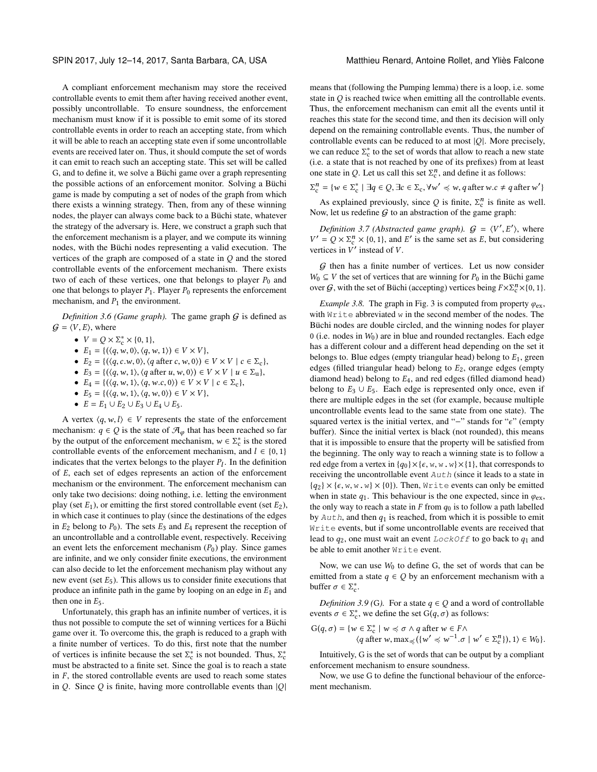A compliant enforcement mechanism may store the received controllable events to emit them after having received another event, possibly uncontrollable. To ensure soundness, the enforcement mechanism must know if it is possible to emit some of its stored controllable events in order to reach an accepting state, from which it will be able to reach an accepting state even if some uncontrollable events are received later on. Thus, it should compute the set of words it can emit to reach such an accepting state. This set will be called G, and to define it, we solve a Büchi game over a graph representing the possible actions of an enforcement monitor. Solving a Büchi game is made by computing a set of nodes of the graph from which there exists a winning strategy. Then, from any of these winning nodes, the player can always come back to a Büchi state, whatever the strategy of the adversary is. Here, we construct a graph such that the enforcement mechanism is a player, and we compute its winning nodes, with the Büchi nodes representing a valid execution. The vertices of the graph are composed of a state in $Q$ and the stored controllable events of the enforcement mechanism. There exists two of each of these vertices, one that belongs to player $P_0$ and one that belongs to player $P_1$. Player $P_0$ represents the enforcement mechanism, and $P_1$ the environment.

*Definition 3.6 (Game graph).* The game graph $\mathcal{G}$ is defined as $\mathcal{G} = \langle V, E \rangle$, where

- $V = Q \times \Sigma_c^* \times \{0, 1\}$,
- $E_1 = \{(\langle q, w, 0\rangle, \langle q, w, 1\rangle) \in V \times V\}$,
- $E_2 = \{(\langle q, c.w, 0\rangle, \langle q \text{ after } c, w, 0\rangle) \in V \times V \mid c \in \Sigma_c\}$,
- $E_3 = \{(\langle q, w, 1\rangle, \langle q \text{ after } u, w, 0\rangle) \in V \times V \mid u \in \Sigma_u\}$,
- $E_4 = \{(\langle q, w, 1\rangle, \langle q, w.c, 0\rangle) \in V \times V \mid c \in \Sigma_c\}$,
- $E_5 = \{(\langle q, w, 1\rangle, \langle q, w, 0\rangle) \in V \times V\}$,
- $E = E_1 \cup E_2 \cup E_3 \cup E_4 \cup E_5$.

A vertex $\langle q, w, l\rangle \in V$ represents the state of the enforcement mechanism: $q \in Q$ is the state of $\mathcal{A}_\varphi$ that has been reached so far by the output of the enforcement mechanism, $w \in \Sigma_c^*$ is the stored controllable events of the enforcement mechanism, and $l \in \{0, 1\}$ indicates that the vertex belongs to the player $P_l$. In the definition of $E$, each set of edges represents an action of the enforcement mechanism or the environment. The enforcement mechanism can only take two decisions: doing nothing, i.e. letting the environment play (set $E_1$), or emitting the first stored controllable event (set $E_2$), in which case it continues to play (since the destinations of the edges in $E_2$ belong to $P_0$). The sets $E_3$ and $E_4$ represent the reception of an uncontrollable and a controllable event, respectively. Receiving an event lets the enforcement mechanism ($P_0$) play. Since games are infinite, and we only consider finite executions, the environment can also decide to let the enforcement mechanism play without any new event (set $E_5$). This allows us to consider finite executions that produce an infinite path in the game by looping on an edge in $E_1$ and then one in $E_5$.

Unfortunately, this graph has an infinite number of vertices, it is thus not possible to compute the set of winning vertices for a Büchi game over it. To overcome this, the graph is reduced to a graph with a finite number of vertices. To do this, first note that the number of vertices is infinite because the set $\Sigma_c^*$ is not bounded. Thus, $\Sigma_c^*$ must be abstracted to a finite set. Since the goal is to reach a state in $F$, the stored controllable events are used to reach some states in $Q$. Since $Q$ is finite, having more controllable events than $|Q|$ means that (following the Pumping lemma) there is a loop, i.e. some state in $Q$ is reached twice when emitting all the controllable events. Thus, the enforcement mechanism can emit all the events until it reaches this state for the second time, and then its decision will only depend on the remaining controllable events. Thus, the number of controllable events can be reduced to at most $|Q|$. More precisely, we can reduce $\Sigma_c^*$ to the set of words that allow to reach a new state (i.e. a state that is not reached by one of its prefixes) from at least one state in $Q$. Let us call this set $\Sigma_c^n$, and define it as follows:

$$\Sigma_c^n = \{w \in \Sigma_c^* \mid \exists q \in Q, \exists c \in \Sigma_c, \forall w' \preccurlyeq w, q \text{ after } w.c \neq q \text{ after } w'\}$$

As explained previously, since $Q$ is finite, $\Sigma_c^n$ is finite as well. Now, let us redefine $\mathcal{G}$ to an abstraction of the game graph:

*Definition 3.7 (Abstracted game graph).* $\mathcal{G} = \langle V', E' \rangle$, where $V' = Q \times \Sigma_c^n \times \{0, 1\}$, and $E'$ is the same set as $E$, but considering vertices in $V'$ instead of $V$.

$\mathcal{G}$ then has a finite number of vertices. Let us now consider $W_0 \subseteq V$ the set of vertices that are winning for $P_0$ in the Büchi game over $\mathcal{G}$, with the set of Büchi (accepting) vertices being $F \times \Sigma_c^n \times \{0, 1\}$.

*Example 3.8.* The graph in Fig. 3 is computed from property $\varphi_{ex}$, with `Write` abbreviated `w` in the second member of the nodes. The Büchi nodes are double circled, and the winning nodes for player 0 (i.e. nodes in $W_0$) are in blue and rounded rectangles. Each edge has a different colour and a different head depending on the set it belongs to. Blue edges (empty triangular head) belong to $E_1$, green edges (filled triangular head) belong to $E_2$, orange edges (empty diamond head) belong to $E_4$, and red edges (filled diamond head) belong to $E_3 \cup E_5$. Each edge is represented only once, even if there are multiple edges in the set (for example, because multiple uncontrollable events lead to the same state from one state). The squared vertex is the initial vertex, and "–" stands for "$\epsilon$" (empty buffer). Since the initial vertex is black (not rounded), this means that it is impossible to ensure that the property will be satisfied from the beginning. The only way to reach a winning state is to follow a red edge from a vertex in $\{q_0\} \times \{\epsilon, \texttt{w}, \texttt{w.w}\} \times \{1\}$, that corresponds to receiving the uncontrollable event *Auth* (since it leads to a state in $\{q_2\} \times \{\epsilon, \texttt{w}, \texttt{w.w}\} \times \{0\}$). Then, `Write` events can only be emitted when in state $q_1$. This behaviour is the one expected, since in $\varphi_{ex}$, the only way to reach a state in $F$ from $q_0$ is to follow a path labelled by *Auth*, and then $q_1$ is reached, from which it is possible to emit `Write` events, but if some uncontrollable events are received that lead to $q_2$, one must wait an event *LockOff* to go back to $q_1$ and be able to emit another `Write` event.

Now, we can use $W_0$ to define G, the set of words that can be emitted from a state $q \in Q$ by an enforcement mechanism with a buffer $\sigma \in \Sigma_c^*$.

*Definition 3.9 (G).* For a state $q \in Q$ and a word of controllable events $\sigma \in \Sigma_c^*$, we define the set $\mathrm{G}(q, \sigma)$ as follows:

$$\mathrm{G}(q, \sigma) = \{w \in \Sigma_c^* \mid w \preccurlyeq \sigma \wedge q \text{ after } w \in F \wedge \langle q \text{ after } w, \max_{\preccurlyeq}(\{w' \preccurlyeq w^{-1}.\sigma \mid w' \in \Sigma_c^n\}), 1\rangle \in W_0\}.$$

Intuitively, G is the set of words that can be output by a compliant enforcement mechanism to ensure soundness.

Now, we use G to define the functional behaviour of the enforcement mechanism.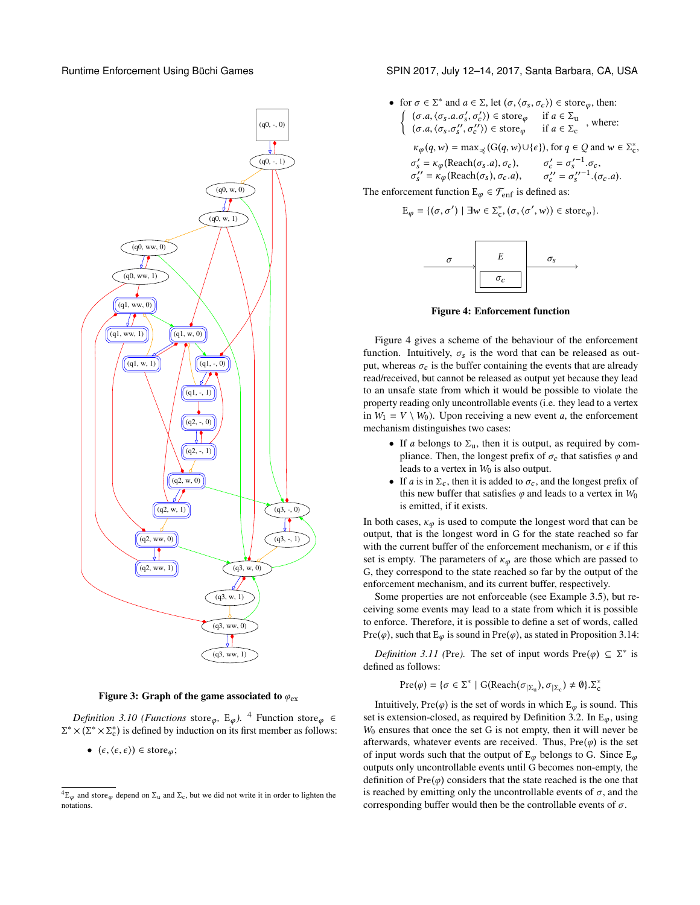Figure 3: Graph of the game associated to $\varphi_{\text{ex}}$

*Definition 3.10 (Functions* $\text{store}_\varphi$, $\text{E}_\varphi$*).* [4] Function $\text{store}_\varphi \in \Sigma^* \times (\Sigma^* \times \Sigma_c^*)$ is defined by induction on its first member as follows:

- $(\epsilon, \langle \epsilon, \epsilon \rangle) \in \text{store}_\varphi$;
- for $\sigma \in \Sigma^*$ and $a \in \Sigma$, let $(\sigma, \langle \sigma_s, \sigma_c \rangle) \in \text{store}_\varphi$, then:

$$\begin{cases} (\sigma.a, \langle \sigma_s.a.\sigma_s', \sigma_c' \rangle) \in \text{store}_\varphi & \text{if } a \in \Sigma_u \\ (\sigma.a, \langle \sigma_s.\sigma_s'', \sigma_c'' \rangle) \in \text{store}_\varphi & \text{if } a \in \Sigma_c \end{cases}, \text{ where:}$$

$$\kappa_\varphi(q, w) = \max_{\preccurlyeq}(\text{G}(q, w) \cup \{\epsilon\}), \text{ for } q \in Q \text{ and } w \in \Sigma_c^*,$$

$$\sigma_s' = \kappa_\varphi(\text{Reach}(\sigma_s.a), \sigma_c), \qquad \sigma_c' = \sigma_s'^{-1}.\sigma_c,$$

$$\sigma_s'' = \kappa_\varphi(\text{Reach}(\sigma_s), \sigma_c.a), \qquad \sigma_c'' = \sigma_s''^{-1}.(\sigma_c.a).$$

The enforcement function $\text{E}_\varphi \in \mathcal{F}_{\text{enf}}$ is defined as:

$$\text{E}_\varphi = \{(\sigma, \sigma') \mid \exists w \in \Sigma_c^*, (\sigma, \langle \sigma', w \rangle) \in \text{store}_\varphi\}.$$

Figure 4: Enforcement function

Figure 4 gives a scheme of the behaviour of the enforcement function. Intuitively, $\sigma_s$ is the word that can be released as output, whereas $\sigma_c$ is the buffer containing the events that are already read/received, but cannot be released as output yet because they lead to an unsafe state from which it would be possible to violate the property reading only uncontrollable events (i.e. they lead to a vertex in $W_1 = V \setminus W_0$). Upon receiving a new event $a$, the enforcement mechanism distinguishes two cases:

- If $a$ belongs to $\Sigma_u$, then it is output, as required by compliance. Then, the longest prefix of $\sigma_c$ that satisfies $\varphi$ and leads to a vertex in $W_0$ is also output.
- If $a$ is in $\Sigma_c$, then it is added to $\sigma_c$, and the longest prefix of this new buffer that satisfies $\varphi$ and leads to a vertex in $W_0$ is emitted, if it exists.

In both cases, $\kappa_\varphi$ is used to compute the longest word that can be output, that is the longest word in G for the state reached so far with the current buffer of the enforcement mechanism, or $\epsilon$ if this set is empty. The parameters of $\kappa_\varphi$ are those which are passed to G, they correspond to the state reached so far by the output of the enforcement mechanism, and its current buffer, respectively.

Some properties are not enforceable (see Example 3.5), but receiving some events may lead to a state from which it is possible to enforce. Therefore, it is possible to define a set of words, called $\text{Pre}(\varphi)$, such that $\text{E}_\varphi$ is sound in $\text{Pre}(\varphi)$, as stated in Proposition 3.14:

*Definition 3.11 (Pre).* The set of input words $\text{Pre}(\varphi) \subseteq \Sigma^*$ is defined as follows:

$$\text{Pre}(\varphi) = \{\sigma \in \Sigma^* \mid \text{G}(\text{Reach}(\sigma_{|\Sigma_u}), \sigma_{|\Sigma_c}) \neq \emptyset\}.\Sigma_c^*$$

Intuitively, $\text{Pre}(\varphi)$ is the set of words in which $\text{E}_\varphi$ is sound. This set is extension-closed, as required by Definition 3.2. In $\text{E}_\varphi$, using $W_0$ ensures that once the set G is not empty, then it will never be afterwards, whatever events are received. Thus, $\text{Pre}(\varphi)$ is the set of input words such that the output of $\text{E}_\varphi$ belongs to G. Since $\text{E}_\varphi$ outputs only uncontrollable events until G becomes non-empty, the definition of $\text{Pre}(\varphi)$ considers that the state reached is the one that is reached by emitting only the uncontrollable events of $\sigma$, and the corresponding buffer would then be the controllable events of $\sigma$.

[4] $\text{E}_\varphi$ and $\text{store}_\varphi$ depend on $\Sigma_u$ and $\Sigma_c$, but we did not write it in order to lighten the notations.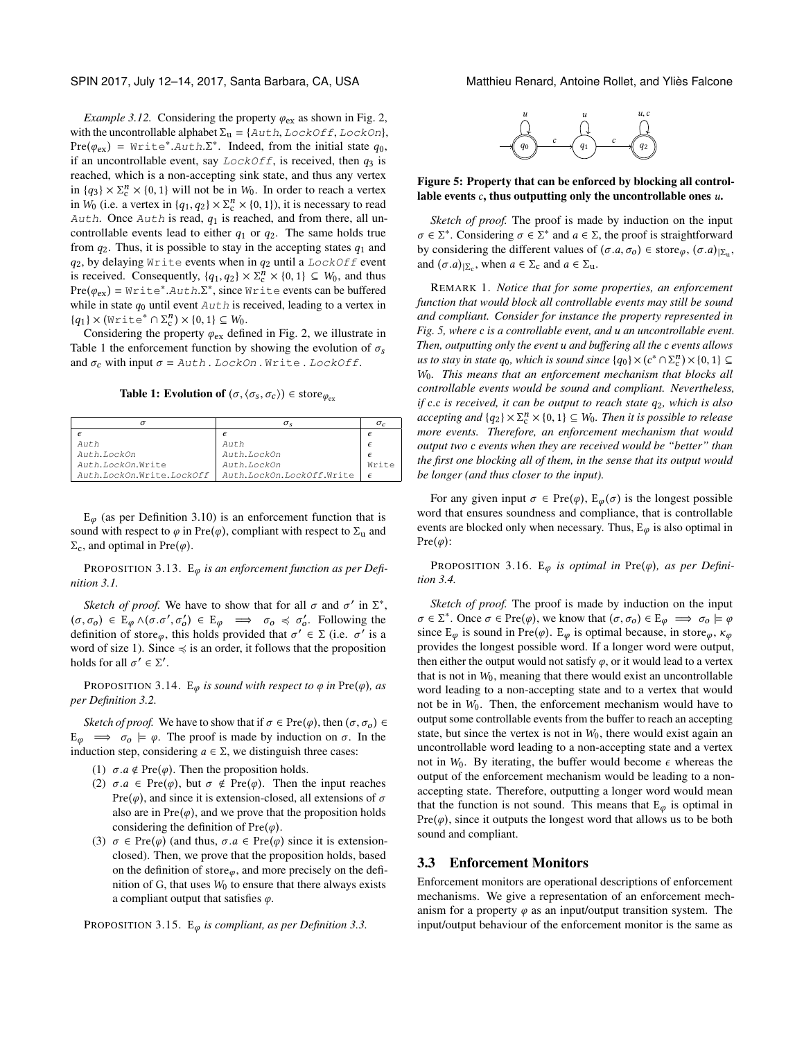*Example 3.12.* Considering the property $\varphi_{ex}$ as shown in Fig. 2, with the uncontrollable alphabet $\Sigma_u = \{$`Auth`, `LockOff`, `LockOn`$\}$, $\text{Pre}(\varphi_{ex}) = $ `Write`$^*$.`Auth`.$\Sigma^*$. Indeed, from the initial state $q_0$, if an uncontrollable event, say `LockOff`, is received, then $q_3$ is reached, which is a non-accepting sink state, and thus any vertex in $\{q_3\} \times \Sigma_c^n \times \{0, 1\}$ will not be in $W_0$. In order to reach a vertex in $W_0$ (i.e. a vertex in $\{q_1, q_2\} \times \Sigma_c^n \times \{0, 1\}$), it is necessary to read `Auth`. Once `Auth` is read, $q_1$ is reached, and from there, all uncontrollable events lead to either $q_1$ or $q_2$. The same holds true from $q_2$. Thus, it is possible to stay in the accepting states $q_1$ and $q_2$, by delaying `Write` events when in $q_2$ until a `LockOff` event is received. Consequently, $\{q_1, q_2\} \times \Sigma_c^n \times \{0, 1\} \subseteq W_0$, and thus $\text{Pre}(\varphi_{ex}) = $ `Write`$^*$.`Auth`.$\Sigma^*$, since `Write` events can be buffered while in state $q_0$ until event `Auth` is received, leading to a vertex in $\{q_1\} \times ($`Write`$^* \cap \Sigma_c^n) \times \{0, 1\} \subseteq W_0$.

Considering the property $\varphi_{ex}$ defined in Fig. 2, we illustrate in Table 1 the enforcement function by showing the evolution of $\sigma_s$ and $\sigma_c$ with input $\sigma = $ `Auth . LockOn . Write . LockOff`.

**Table 1: Evolution of $(\sigma, \langle\sigma_s, \sigma_c\rangle) \in \text{store}_{\varphi_{ex}}$**

| $\sigma$ | $\sigma_s$ | $\sigma_c$ |
|---|---|---|
| $\epsilon$ | $\epsilon$ | $\epsilon$ |
| Auth | Auth | $\epsilon$ |
| Auth.LockOn | Auth.LockOn | $\epsilon$ |
| Auth.LockOn.Write | Auth.LockOn | Write |
| Auth.LockOn.Write.LockOff | Auth.LockOn.LockOff.Write | $\epsilon$ |

$\text{E}_\varphi$ (as per Definition 3.10) is an enforcement function that is sound with respect to $\varphi$ in $\text{Pre}(\varphi)$, compliant with respect to $\Sigma_u$ and $\Sigma_c$, and optimal in $\text{Pre}(\varphi)$.

PROPOSITION 3.13. *$\text{E}_\varphi$ is an enforcement function as per Definition 3.1.*

*Sketch of proof.* We have to show that for all $\sigma$ and $\sigma'$ in $\Sigma^*$, $(\sigma, \sigma_o) \in \text{E}_\varphi \wedge (\sigma.\sigma', \sigma'_o) \in \text{E}_\varphi \implies \sigma_o \preccurlyeq \sigma'_o$. Following the definition of $\text{store}_\varphi$, this holds provided that $\sigma' \in \Sigma$ (i.e. $\sigma'$ is a word of size 1). Since $\preccurlyeq$ is an order, it follows that the proposition holds for all $\sigma' \in \Sigma'$.

PROPOSITION 3.14. *$\text{E}_\varphi$ is sound with respect to $\varphi$ in $\text{Pre}(\varphi)$, as per Definition 3.2.*

*Sketch of proof.* We have to show that if $\sigma \in \text{Pre}(\varphi)$, then $(\sigma, \sigma_o) \in \text{E}_\varphi \implies \sigma_o \models \varphi$. The proof is made by induction on $\sigma$. In the induction step, considering $a \in \Sigma$, we distinguish three cases:

1. $\sigma.a \notin \text{Pre}(\varphi)$. Then the proposition holds.
2. $\sigma.a \in \text{Pre}(\varphi)$, but $\sigma \notin \text{Pre}(\varphi)$. Then the input reaches $\text{Pre}(\varphi)$, and since it is extension-closed, all extensions of $\sigma$ also are in $\text{Pre}(\varphi)$, and we prove that the proposition holds considering the definition of $\text{Pre}(\varphi)$.
3. $\sigma \in \text{Pre}(\varphi)$ (and thus, $\sigma.a \in \text{Pre}(\varphi)$ since it is extension-closed). Then, we prove that the proposition holds, based on the definition of $\text{store}_\varphi$, and more precisely on the definition of G, that uses $W_0$ to ensure that there always exists a compliant output that satisfies $\varphi$.

PROPOSITION 3.15. *$\text{E}_\varphi$ is compliant, as per Definition 3.3.*

**Figure 5: Property that can be enforced by blocking all controllable events $c$, thus outputting only the uncontrollable ones $u$.**

*Sketch of proof.* The proof is made by induction on the input $\sigma \in \Sigma^*$. Considering $\sigma \in \Sigma^*$ and $a \in \Sigma$, the proof is straightforward by considering the different values of $(\sigma.a, \sigma_o) \in \text{store}_\varphi$, $(\sigma.a)_{|\Sigma_u}$, and $(\sigma.a)_{|\Sigma_c}$, when $a \in \Sigma_c$ and $a \in \Sigma_u$.

REMARK 1. *Notice that for some properties, an enforcement function that would block all controllable events may still be sound and compliant. Consider for instance the property represented in Fig. 5, where c is a controllable event, and u an uncontrollable event. Then, outputting only the event u and buffering all the c events allows us to stay in state $q_0$, which is sound since $\{q_0\} \times (c^* \cap \Sigma_c^n) \times \{0, 1\} \subseteq W_0$. This means that an enforcement mechanism that blocks all controllable events would be sound and compliant. Nevertheless, if c.c is received, it can be output to reach state $q_2$, which is also accepting and $\{q_2\} \times \Sigma_c^n \times \{0, 1\} \subseteq W_0$. Then it is possible to release more events. Therefore, an enforcement mechanism that would output two c events when they are received would be "better" than the first one blocking all of them, in the sense that its output would be longer (and thus closer to the input).*

For any given input $\sigma \in \text{Pre}(\varphi)$, $\text{E}_\varphi(\sigma)$ is the longest possible word that ensures soundness and compliance, that is controllable events are blocked only when necessary. Thus, $\text{E}_\varphi$ is also optimal in $\text{Pre}(\varphi)$:

PROPOSITION 3.16. *$\text{E}_\varphi$ is optimal in $\text{Pre}(\varphi)$, as per Definition 3.4.*

*Sketch of proof.* The proof is made by induction on the input $\sigma \in \Sigma^*$. Once $\sigma \in \text{Pre}(\varphi)$, we know that $(\sigma, \sigma_o) \in \text{E}_\varphi \implies \sigma_o \models \varphi$ since $\text{E}_\varphi$ is sound in $\text{Pre}(\varphi)$. $\text{E}_\varphi$ is optimal because, in $\text{store}_\varphi$, $\kappa_\varphi$ provides the longest possible word. If a longer word were output, then either the output would not satisfy $\varphi$, or it would lead to a vertex that is not in $W_0$, meaning that there would exist an uncontrollable word leading to a non-accepting state and to a vertex that would not be in $W_0$. Then, the enforcement mechanism would have to output some controllable events from the buffer to reach an accepting state, but since the vertex is not in $W_0$, there would exist again an uncontrollable word leading to a non-accepting state and a vertex not in $W_0$. By iterating, the buffer would become $\epsilon$ whereas the output of the enforcement mechanism would be leading to a non-accepting state. Therefore, outputting a longer word would mean that the function is not sound. This means that $\text{E}_\varphi$ is optimal in $\text{Pre}(\varphi)$, since it outputs the longest word that allows us to be both sound and compliant.

## 3.3 Enforcement Monitors

Enforcement monitors are operational descriptions of enforcement mechanisms. We give a representation of an enforcement mechanism for a property $\varphi$ as an input/output transition system. The input/output behaviour of the enforcement monitor is the same as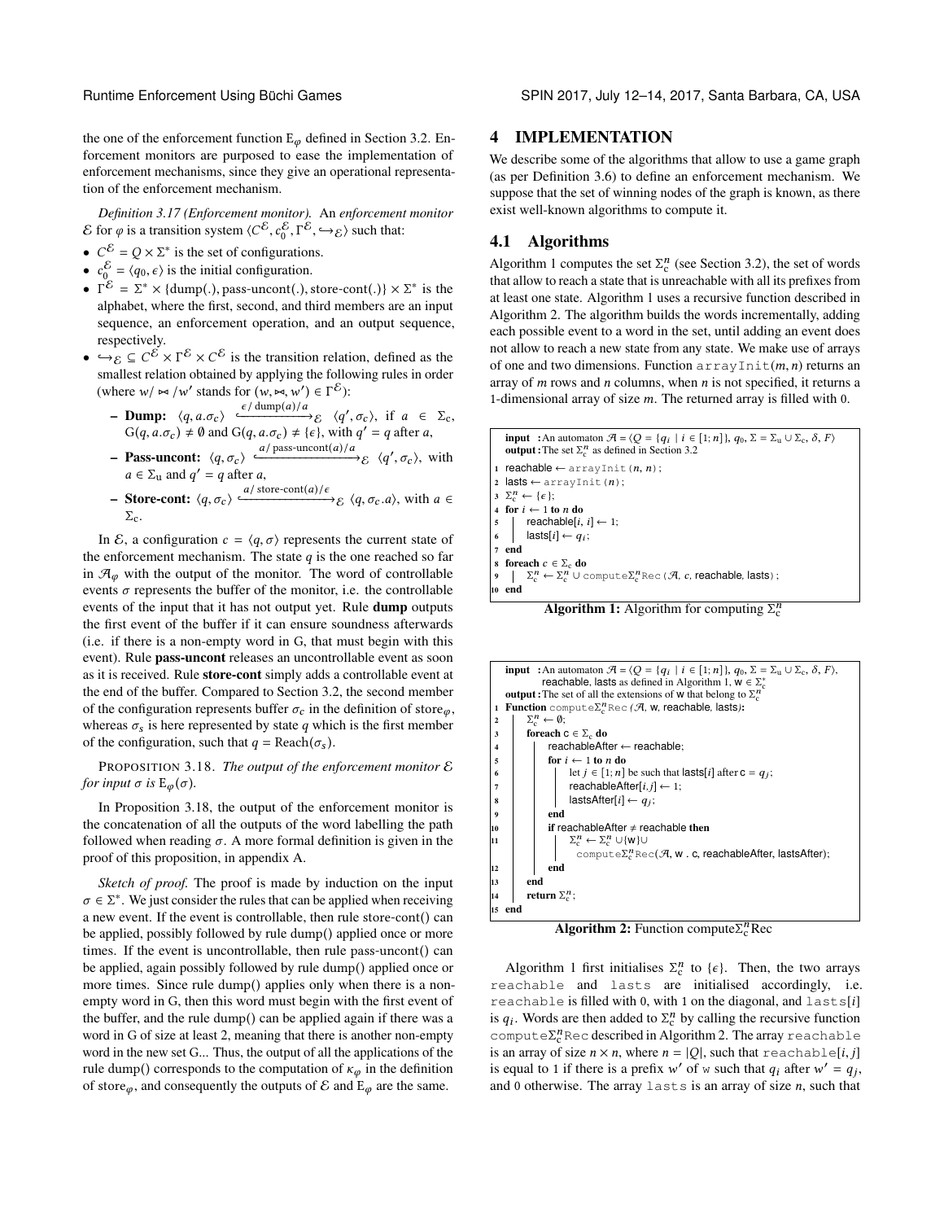the one of the enforcement function $E_\varphi$ defined in Section 3.2. Enforcement monitors are purposed to ease the implementation of enforcement mechanisms, since they give an operational representation of the enforcement mechanism.

*Definition 3.17 (Enforcement monitor).* An *enforcement monitor* $\mathcal{E}$ for $\varphi$ is a transition system $\langle C^{\mathcal{E}}, c_0^{\mathcal{E}}, \Gamma^{\mathcal{E}}, \hookrightarrow_{\mathcal{E}} \rangle$ such that:

- $C^{\mathcal{E}} = Q \times \Sigma^*$ is the set of configurations.
- $c_0^{\mathcal{E}} = \langle q_0, \epsilon \rangle$ is the initial configuration.
- $\Gamma^{\mathcal{E}} = \Sigma^* \times \{\text{dump}(.), \text{pass-uncont}(.), \text{store-cont}(.)\} \times \Sigma^*$ is the alphabet, where the first, second, and third members are an input sequence, an enforcement operation, and an output sequence, respectively.
- $\hookrightarrow_{\mathcal{E}} \subseteq C^{\mathcal{E}} \times \Gamma^{\mathcal{E}} \times C^{\mathcal{E}}$ is the transition relation, defined as the smallest relation obtained by applying the following rules in order (where $w / \bowtie / w'$ stands for $(w, \bowtie, w') \in \Gamma^{\mathcal{E}}$):
  - **Dump:** $\langle q, a.\sigma_c \rangle \xhookrightarrow{\epsilon / \text{dump}(a) / a}_{\mathcal{E}} \langle q', \sigma_c \rangle$, if $a \in \Sigma_c$, $G(q, a.\sigma_c) \neq \emptyset$ and $G(q, a.\sigma_c) \neq \{\epsilon\}$, with $q' = q$ after $a$,
  - **Pass-uncont:** $\langle q, \sigma_c \rangle \xhookrightarrow{a / \text{pass-uncont}(a) / a}_{\mathcal{E}} \langle q', \sigma_c \rangle$, with $a \in \Sigma_u$ and $q' = q$ after $a$,
  - **Store-cont:** $\langle q, \sigma_c \rangle \xhookrightarrow{a / \text{store-cont}(a) / \epsilon}_{\mathcal{E}} \langle q, \sigma_c.a \rangle$, with $a \in \Sigma_c$.

In $\mathcal{E}$, a configuration $c = \langle q, \sigma \rangle$ represents the current state of the enforcement mechanism. The state $q$ is the one reached so far in $\mathcal{A}_\varphi$ with the output of the monitor. The word of controllable events $\sigma$ represents the buffer of the monitor, i.e. the controllable events of the input that it has not output yet. Rule **dump** outputs the first event of the buffer if it can ensure soundness afterwards (i.e. if there is a non-empty word in G, that must begin with this event). Rule **pass-uncont** releases an uncontrollable event as soon as it is received. Rule **store-cont** simply adds a controllable event at the end of the buffer. Compared to Section 3.2, the second member of the configuration represents buffer $\sigma_c$ in the definition of store$_\varphi$, whereas $\sigma_s$ is here represented by state $q$ which is the first member of the configuration, such that $q = \text{Reach}(\sigma_s)$.

PROPOSITION 3.18. *The output of the enforcement monitor $\mathcal{E}$ for input $\sigma$ is $E_\varphi(\sigma)$.*

In Proposition 3.18, the output of the enforcement monitor is the concatenation of all the outputs of the word labelling the path followed when reading $\sigma$. A more formal definition is given in the proof of this proposition, in appendix A.

*Sketch of proof.* The proof is made by induction on the input $\sigma \in \Sigma^*$. We just consider the rules that can be applied when receiving a new event. If the event is controllable, then rule store-cont() can be applied, possibly followed by rule dump() applied once or more times. If the event is uncontrollable, then rule pass-uncont() can be applied, again possibly followed by rule dump() applied once or more times. Since rule dump() applies only when there is a non-empty word in G, then this word must begin with the first event of the buffer, and the rule dump() can be applied again if there was a word in G of size at least 2, meaning that there is another non-empty word in the new set G... Thus, the output of all the applications of the rule dump() corresponds to the computation of $\kappa_\varphi$ in the definition of store$_\varphi$, and consequently the outputs of $\mathcal{E}$ and $E_\varphi$ are the same.

# 4 IMPLEMENTATION

We describe some of the algorithms that allow to use a game graph (as per Definition 3.6) to define an enforcement mechanism. We suppose that the set of winning nodes of the graph is known, as there exist well-known algorithms to compute it.

## 4.1 Algorithms

Algorithm 1 computes the set $\Sigma_c^n$ (see Section 3.2), the set of words that allow to reach a state that is unreachable with all its prefixes from at least one state. Algorithm 1 uses a recursive function described in Algorithm 2. The algorithm builds the words incrementally, adding each possible event to a word in the set, until adding an event does not allow to reach a new state from any state. We make use of arrays of one and two dimensions. Function `arrayInit`$(m, n)$ returns an array of $m$ rows and $n$ columns, when $n$ is not specified, it returns a 1-dimensional array of size $m$. The returned array is filled with 0.

```
input  : An automaton 𝒜 = ⟨Q = {q_i | i ∈ [1; n]}, q_0, Σ = Σ_u ∪ Σ_c, δ, F⟩
output : The set Σ_c^n as defined in Section 3.2
1  reachable ← arrayInit(n, n);
2  lasts ← arrayInit(n);
3  Σ_c^n ← {ε};
4  for i ← 1 to n do
5  |   reachable[i, i] ← 1;
6  |   lasts[i] ← q_i;
7  end
8  foreach c ∈ Σ_c do
9  |   Σ_c^n ← Σ_c^n ∪ computeΣ_c^nRec(𝒜, c, reachable, lasts);
10 end
```

**Algorithm 1:** Algorithm for computing $\Sigma_c^n$

```
input  : An automaton 𝒜 = ⟨Q = {q_i | i ∈ [1; n]}, q_0, Σ = Σ_u ∪ Σ_c, δ, F⟩,
         reachable, lasts as defined in Algorithm 1, w ∈ Σ_c^*
output : The set of all the extensions of w that belong to Σ_c^n
1  Function computeΣ_c^nRec(𝒜, w, reachable, lasts):
2  |   Σ_c^n ← ∅;
3  |   foreach c ∈ Σ_c do
4  |   |   reachableAfter ← reachable;
5  |   |   for i ← 1 to n do
6  |   |   |   let j ∈ [1; n] be such that lasts[i] after c = q_j;
7  |   |   |   reachableAfter[i, j] ← 1;
8  |   |   |   lastsAfter[i] ← q_j;
9  |   |   end
10 |   |   if reachableAfter ≠ reachable then
11 |   |   |   Σ_c^n ← Σ_c^n ∪ {w} ∪
   |   |   |     computeΣ_c^nRec(𝒜, w . c, reachableAfter, lastsAfter);
12 |   |   end
13 |   end
14 |   return Σ_c^n;
15 end
```

**Algorithm 2:** Function compute$\Sigma_c^n$Rec

Algorithm 1 first initialises $\Sigma_c^n$ to $\{\epsilon\}$. Then, the two arrays `reachable` and `lasts` are initialised accordingly, i.e. `reachable` is filled with 0, with 1 on the diagonal, and `lasts`$[i]$ is $q_i$. Words are then added to $\Sigma_c^n$ by calling the recursive function `compute`$\Sigma_c^n$`Rec` described in Algorithm 2. The array `reachable` is an array of size $n \times n$, where $n = |Q|$, such that `reachable`$[i, j]$ is equal to 1 if there is a prefix $w'$ of w such that $q_i$ after $w' = q_j$, and 0 otherwise. The array `lasts` is an array of size $n$, such that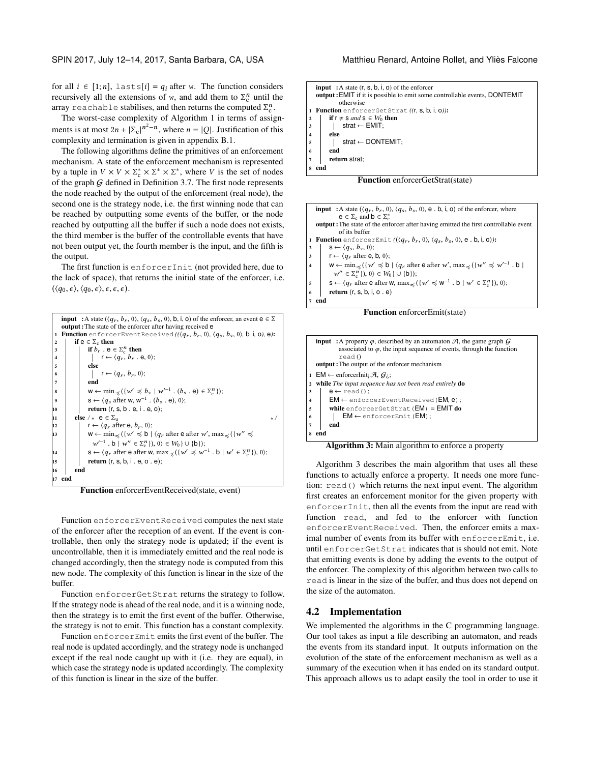for all $i \in [1;n]$, `lasts[i]` $= q_i$ after w. The function considers recursively all the extensions of $w$, and add them to $\Sigma_c^n$ until the array `reachable` stabilises, and then returns the computed $\Sigma_c^n$.

The worst-case complexity of Algorithm 1 in terms of assignments is at most $2n + |\Sigma_c|^{n^2-n}$, where $n = |Q|$. Justification of this complexity and termination is given in appendix B.1.

The following algorithms define the primitives of an enforcement mechanism. A state of the enforcement mechanism is represented by a tuple in $V \times V \times \Sigma_c^* \times \Sigma^* \times \Sigma^*$, where $V$ is the set of nodes of the graph $\mathcal{G}$ defined in Definition 3.7. The first node represents the node reached by the output of the enforcement (real node), the second one is the strategy node, i.e. the first winning node that can be reached by outputting some events of the buffer, or the node reached by outputting all the buffer if such a node does not exists, the third member is the buffer of the controllable events that have not been output yet, the fourth member is the input, and the fifth is the output.

The first function is `enforcerInit` (not provided here, due to the lack of space), that returns the initial state of the enforcer, i.e. $(\langle q_0, \epsilon\rangle, \langle q_0, \epsilon\rangle, \epsilon, \epsilon, \epsilon)$.

```
input : A state (⟨q_r, b_r, 0⟩, ⟨q_s, b_s, 0⟩, b, i, o) of the enforcer, an event e ∈ Σ
output: The state of the enforcer after having received e
1  Function enforcerEventReceived((⟨q_r, b_r, 0⟩, ⟨q_s, b_s, 0⟩, b, i, o), e):
2      if e ∈ Σ_c then
3          if b_r . e ∈ Σ_c^n then
4              r ← ⟨q_r, b_r . e, 0⟩;
5          else
6              r ← ⟨q_r, b_r, 0⟩;
7          end
8          w ← min_≼({w' ≼ b_s | w'^{-1} . (b_s . e) ∈ Σ_c^n});
9          s ← ⟨q_s after w, w^{-1} . (b_s . e), 0⟩;
10         return (r, s, b . e, i . e, o);
11     else /* e ∈ Σ_u */
12         r ← ⟨q_r after e, b_r, 0⟩;
13         w ← min_≼({w' ≼ b | ⟨q_r after e after w', max_≼({w'' ≼
               w'^{-1} . b | w'' ∈ Σ_c^n}), 0⟩ ∈ W_0} ∪ {b});
14         s ← ⟨q_r after e after w, max_≼({w' ≼ w^{-1} . b | w' ∈ Σ_c^n}), 0⟩;
15         return (r, s, b, i . e, o . e);
16     end
17 end
```

**Function** enforcerEventReceived(state, event)

Function `enforcerEventReceived` computes the next state of the enforcer after the reception of an event. If the event is controllable, then only the strategy node is updated; if the event is uncontrollable, then it is immediately emitted and the real node is changed accordingly, then the strategy node is computed from this new node. The complexity of this function is linear in the size of the buffer.

Function `enforcerGetStrat` returns the strategy to follow. If the strategy node is ahead of the real node, and it is a winning node, then the strategy is to emit the first event of the buffer. Otherwise, the strategy is not to emit. This function has a constant complexity.

Function `enforcerEmit` emits the first event of the buffer. The real node is updated accordingly, and the strategy node is unchanged except if the real node caught up with it (i.e. they are equal), in which case the strategy node is updated accordingly. The complexity of this function is linear in the size of the buffer.

```
input : A state (r, s, b, i, o) of the enforcer
output: EMIT if it is possible to emit some controllable events, DONTEMIT
        otherwise
1  Function enforcerGetStrat((r, s, b, i, o)):
2      if r ≠ s and s ∈ W_0 then
3          strat ← EMIT;
4      else
5          strat ← DONTEMIT;
6      end
7      return strat;
8  end
```

**Function** enforcerGetStrat(state)

```
input : A state (⟨q_r, b_r, 0⟩, ⟨q_s, b_s, 0⟩, e . b, i, o) of the enforcer, where
        e ∈ Σ_c and b ∈ Σ_c^*
output: The state of the enforcer after having emitted the first controllable event
        of its buffer
1  Function enforcerEmit((⟨q_r, b_r, 0⟩, ⟨q_s, b_s, 0⟩, e . b, i, o)):
2      s ← ⟨q_s, b_s, 0⟩;
3      r ← ⟨q_r after e, b, 0⟩;
4      w ← min_≼({w' ≼ b | ⟨q_r after e after w', max_≼({w'' ≼ w'^{-1} . b |
           w'' ∈ Σ_c^n}), 0⟩ ∈ W_0} ∪ {b});
5      s ← ⟨q_r after e after w, max_≼({w' ≼ w^{-1} . b | w' ∈ Σ_c^n}), 0⟩;
6      return (r, s, b, i, o . e)
7  end
```

**Function** enforcerEmit(state)

```
input : A property φ, described by an automaton 𝒜, the game graph 𝒢
        associated to φ, the input sequence of events, through the function
        read()
output: The output of the enforcer mechanism
1  EM ← enforcerInit; 𝒜, 𝒢_i;
2  while The input sequence has not been read entirely do
3      e ← read();
4      EM ← enforcerEventReceived(EM, e);
5      while enforcerGetStrat(EM) = EMIT do
6          EM ← enforcerEmit(EM);
7      end
8  end
```

**Algorithm 3:** Main algorithm to enforce a property

Algorithm 3 describes the main algorithm that uses all these functions to actually enforce a property. It needs one more function: `read()` which returns the next input event. The algorithm first creates an enforcement monitor for the given property with `enforcerInit`, then all the events from the input are read with function `read`, and fed to the enforcer with function `enforcerEventReceived`. Then, the enforcer emits a maximal number of events from its buffer with `enforcerEmit`, i.e. until `enforcerGetStrat` indicates that is should not emit. Note that emitting events is done by adding the events to the output of the enforcer. The complexity of this algorithm between two calls to `read` is linear in the size of the buffer, and thus does not depend on the size of the automaton.

## 4.2 Implementation

We implemented the algorithms in the C programming language. Our tool takes as input a file describing an automaton, and reads the events from its standard input. It outputs information on the evolution of the state of the enforcement mechanism as well as a summary of the execution when it has ended on its standard output. This approach allows us to adapt easily the tool in order to use it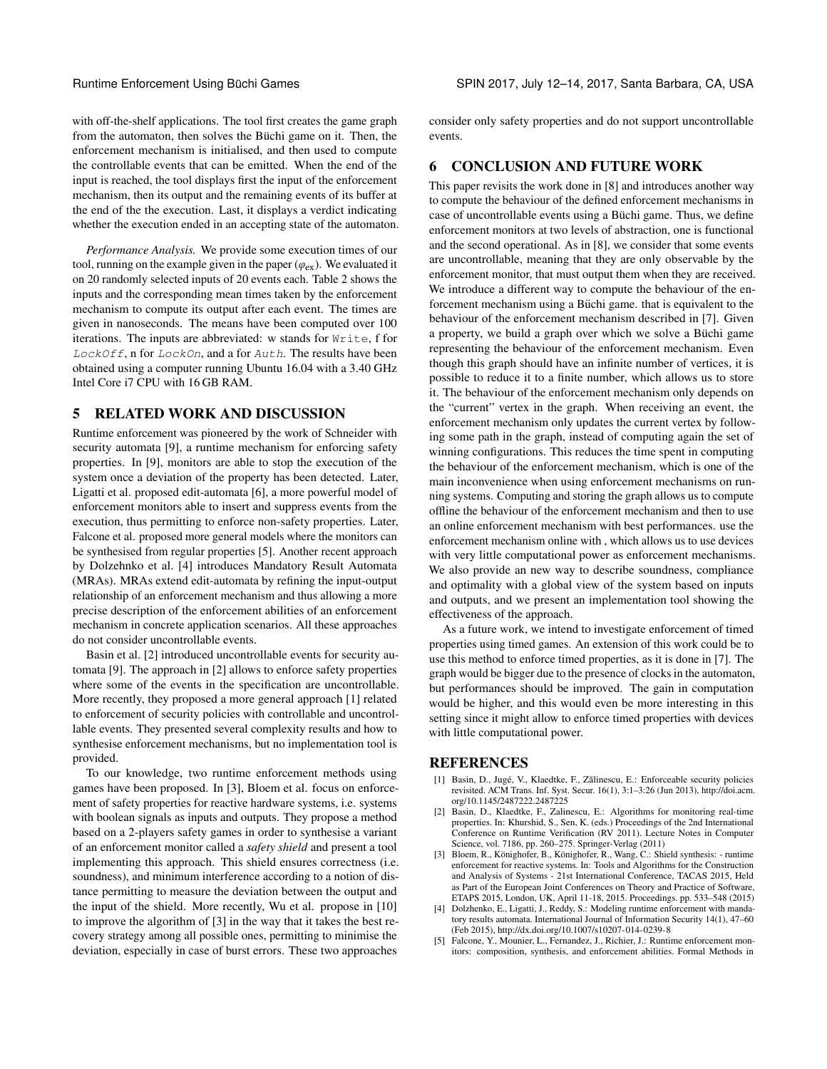with off-the-shelf applications. The tool first creates the game graph from the automaton, then solves the Büchi game on it. Then, the enforcement mechanism is initialised, and then used to compute the controllable events that can be emitted. When the end of the input is reached, the tool displays first the input of the enforcement mechanism, then its output and the remaining events of its buffer at the end of the the execution. Last, it displays a verdict indicating whether the execution ended in an accepting state of the automaton.

*Performance Analysis.* We provide some execution times of our tool, running on the example given in the paper ($\varphi_{ex}$). We evaluated it on 20 randomly selected inputs of 20 events each. Table 2 shows the inputs and the corresponding mean times taken by the enforcement mechanism to compute its output after each event. The times are given in nanoseconds. The means have been computed over 100 iterations. The inputs are abbreviated: w stands for `Write`, f for *`LockOff`*, n for *`LockOn`*, and a for *`Auth`*. The results have been obtained using a computer running Ubuntu 16.04 with a 3.40 GHz Intel Core i7 CPU with 16 GB RAM.

## 5 RELATED WORK AND DISCUSSION

Runtime enforcement was pioneered by the work of Schneider with security automata [9], a runtime mechanism for enforcing safety properties. In [9], monitors are able to stop the execution of the system once a deviation of the property has been detected. Later, Ligatti et al. proposed edit-automata [6], a more powerful model of enforcement monitors able to insert and suppress events from the execution, thus permitting to enforce non-safety properties. Later, Falcone et al. proposed more general models where the monitors can be synthesised from regular properties [5]. Another recent approach by Dolzehnko et al. [4] introduces Mandatory Result Automata (MRAs). MRAs extend edit-automata by refining the input-output relationship of an enforcement mechanism and thus allowing a more precise description of the enforcement abilities of an enforcement mechanism in concrete application scenarios. All these approaches do not consider uncontrollable events.

Basin et al. [2] introduced uncontrollable events for security automata [9]. The approach in [2] allows to enforce safety properties where some of the events in the specification are uncontrollable. More recently, they proposed a more general approach [1] related to enforcement of security policies with controllable and uncontrollable events. They presented several complexity results and how to synthesise enforcement mechanisms, but no implementation tool is provided.

To our knowledge, two runtime enforcement methods using games have been proposed. In [3], Bloem et al. focus on enforcement of safety properties for reactive hardware systems, i.e. systems with boolean signals as inputs and outputs. They propose a method based on a 2-players safety games in order to synthesise a variant of an enforcement monitor called a *safety shield* and present a tool implementing this approach. This shield ensures correctness (i.e. soundness), and minimum interference according to a notion of distance permitting to measure the deviation between the output and the input of the shield. More recently, Wu et al. propose in [10] to improve the algorithm of [3] in the way that it takes the best recovery strategy among all possible ones, permitting to minimise the deviation, especially in case of burst errors. These two approaches consider only safety properties and do not support uncontrollable events.

## 6 CONCLUSION AND FUTURE WORK

This paper revisits the work done in [8] and introduces another way to compute the behaviour of the defined enforcement mechanisms in case of uncontrollable events using a Büchi game. Thus, we define enforcement monitors at two levels of abstraction, one is functional and the second operational. As in [8], we consider that some events are uncontrollable, meaning that they are only observable by the enforcement monitor, that must output them when they are received. We introduce a different way to compute the behaviour of the enforcement mechanism using a Büchi game. that is equivalent to the behaviour of the enforcement mechanism described in [7]. Given a property, we build a graph over which we solve a Büchi game representing the behaviour of the enforcement mechanism. Even though this graph should have an infinite number of vertices, it is possible to reduce it to a finite number, which allows us to store it. The behaviour of the enforcement mechanism only depends on the "current" vertex in the graph. When receiving an event, the enforcement mechanism only updates the current vertex by following some path in the graph, instead of computing again the set of winning configurations. This reduces the time spent in computing the behaviour of the enforcement mechanism, which is one of the main inconvenience when using enforcement mechanisms on running systems. Computing and storing the graph allows us to compute offline the behaviour of the enforcement mechanism and then to use an online enforcement mechanism with best performances. use the enforcement mechanism online with , which allows us to use devices with very little computational power as enforcement mechanisms. We also provide an new way to describe soundness, compliance and optimality with a global view of the system based on inputs and outputs, and we present an implementation tool showing the effectiveness of the approach.

As a future work, we intend to investigate enforcement of timed properties using timed games. An extension of this work could be to use this method to enforce timed properties, as it is done in [7]. The graph would be bigger due to the presence of clocks in the automaton, but performances should be improved. The gain in computation would be higher, and this would even be more interesting in this setting since it might allow to enforce timed properties with devices with little computational power.

## REFERENCES

[1] Basin, D., Jugé, V., Klaedtke, F., Zălinescu, E.: Enforceable security policies revisited. ACM Trans. Inf. Syst. Secur. 16(1), 3:1–3:26 (Jun 2013), http://doi.acm.org/10.1145/2487222.2487225

[2] Basin, D., Klaedtke, F., Zalinescu, E.: Algorithms for monitoring real-time properties. In: Khurshid, S., Sen, K. (eds.) Proceedings of the 2nd International Conference on Runtime Verification (RV 2011). Lecture Notes in Computer Science, vol. 7186, pp. 260–275. Springer-Verlag (2011)

[3] Bloem, R., Könighofer, B., Könighofer, R., Wang, C.: Shield synthesis: - runtime enforcement for reactive systems. In: Tools and Algorithms for the Construction and Analysis of Systems - 21st International Conference, TACAS 2015, Held as Part of the European Joint Conferences on Theory and Practice of Software, ETAPS 2015, London, UK, April 11-18, 2015. Proceedings. pp. 533–548 (2015)

[4] Dolzhenko, E., Ligatti, J., Reddy, S.: Modeling runtime enforcement with mandatory results automata. International Journal of Information Security 14(1), 47–60 (Feb 2015), http://dx.doi.org/10.1007/s10207-014-0239-8

[5] Falcone, Y., Mounier, L., Fernandez, J., Richier, J.: Runtime enforcement monitors: composition, synthesis, and enforcement abilities. Formal Methods in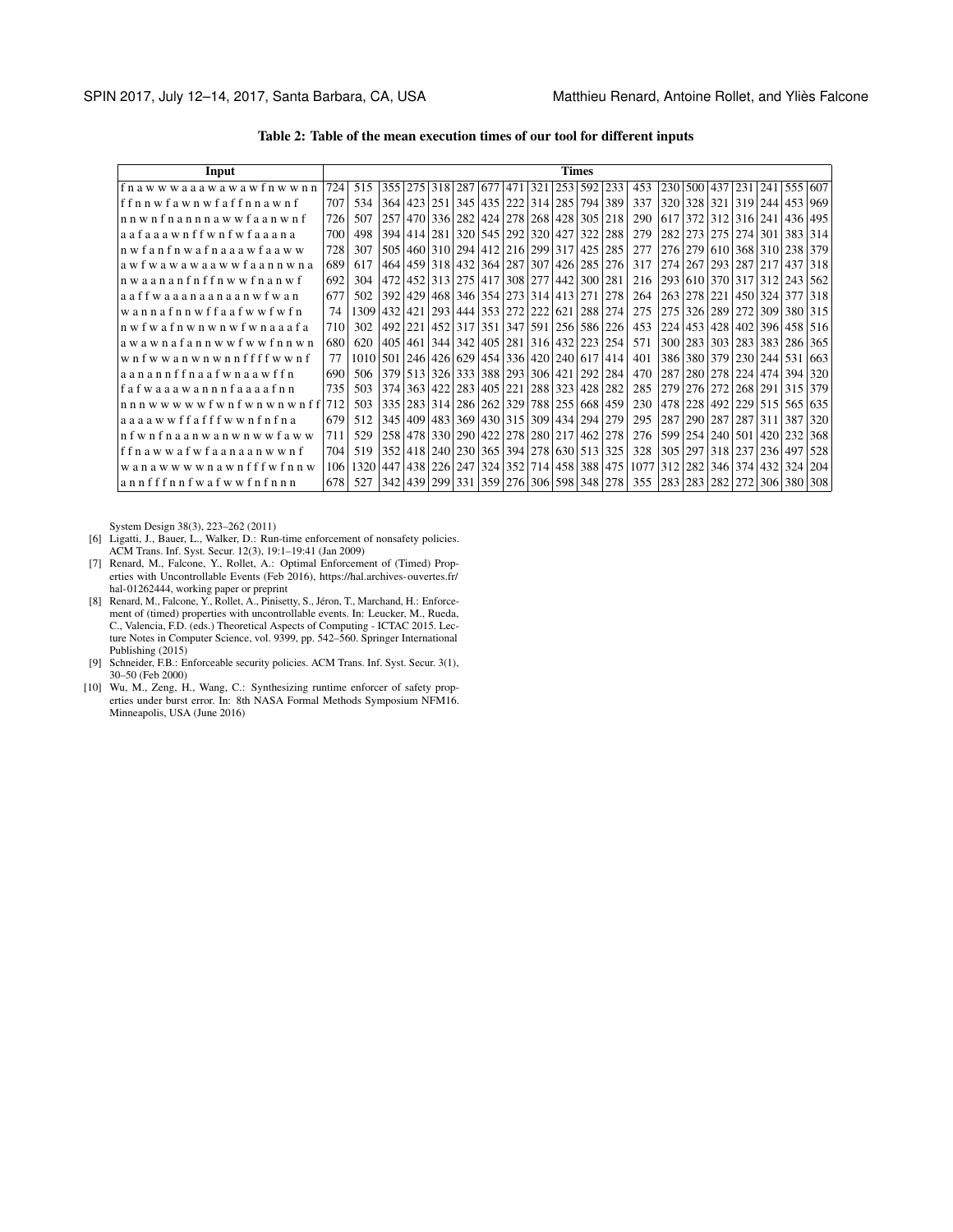**Table 2: Table of the mean execution times of our tool for different inputs**

| Input | Times | | | | | | | | | | | | | | | | | | | | |
|---|---|---|---|---|---|---|---|---|---|---|---|---|---|---|---|---|---|---|---|---|---|
| f n a w w w a a a w a w a w f n w w n n | 724 | 515 | 355 | 275 | 318 | 287 | 677 | 471 | 321 | 253 | 592 | 233 | 453 | 230 | 500 | 437 | 231 | 241 | 555 | 607 |
| f f n n w f a w n w f a f f n n a w n f | 707 | 534 | 364 | 423 | 251 | 345 | 435 | 222 | 314 | 285 | 794 | 389 | 337 | 320 | 328 | 321 | 319 | 244 | 453 | 969 |
| n n w n f n a n n n a w w f a a n w n f | 726 | 507 | 257 | 470 | 336 | 282 | 424 | 278 | 268 | 428 | 305 | 218 | 290 | 617 | 372 | 312 | 316 | 241 | 436 | 495 |
| a a f a a a w n f f w n f w f a a a n a | 700 | 498 | 394 | 414 | 281 | 320 | 545 | 292 | 320 | 427 | 322 | 288 | 279 | 282 | 273 | 275 | 274 | 301 | 383 | 314 |
| n w f a n f n w a f n a a a w f a a w w | 728 | 307 | 505 | 460 | 310 | 294 | 412 | 216 | 299 | 317 | 425 | 285 | 277 | 276 | 279 | 610 | 368 | 310 | 238 | 379 |
| a w f w a w a w a a w w f a a n n w n a | 689 | 617 | 464 | 459 | 318 | 432 | 364 | 287 | 307 | 426 | 285 | 276 | 317 | 274 | 267 | 293 | 287 | 217 | 437 | 318 |
| n w a a n a n f n f f n w w f n a n w f | 692 | 304 | 472 | 452 | 313 | 275 | 417 | 308 | 277 | 442 | 300 | 281 | 216 | 293 | 610 | 370 | 317 | 312 | 243 | 562 |
| a a f f w a a a n a a n a a n w f w a n | 677 | 502 | 392 | 429 | 468 | 346 | 354 | 273 | 314 | 413 | 271 | 278 | 264 | 263 | 278 | 221 | 450 | 324 | 377 | 318 |
| w a n n a f n n w f f a a f w w f w f n | 74 | 1309 | 432 | 421 | 293 | 444 | 353 | 272 | 222 | 621 | 288 | 274 | 275 | 275 | 326 | 289 | 272 | 309 | 380 | 315 |
| n w f w a f n w n w n w f w n a a a f a | 710 | 302 | 492 | 221 | 452 | 317 | 351 | 347 | 591 | 256 | 586 | 226 | 453 | 224 | 453 | 428 | 402 | 396 | 458 | 516 |
| a w a w n a f a n n w w f w w f n n w n | 680 | 620 | 405 | 461 | 344 | 342 | 405 | 281 | 316 | 432 | 223 | 254 | 571 | 300 | 283 | 303 | 283 | 383 | 286 | 365 |
| w n f w w a n w n w n n f f f f w w n f | 77 | 1010 | 501 | 246 | 426 | 629 | 454 | 336 | 420 | 240 | 617 | 414 | 401 | 386 | 380 | 379 | 230 | 244 | 531 | 663 |
| a a n a n n f f n a a f w n a a w f f n | 690 | 506 | 379 | 513 | 326 | 333 | 388 | 293 | 306 | 421 | 292 | 284 | 470 | 287 | 280 | 278 | 224 | 474 | 394 | 320 |
| f a f w a a a w a n n n f a a a a f n n | 735 | 503 | 374 | 363 | 422 | 283 | 405 | 221 | 288 | 323 | 428 | 282 | 285 | 279 | 276 | 272 | 268 | 291 | 315 | 379 |
| n n n w w w w w f w n f w n w n w n f f | 712 | 503 | 335 | 283 | 314 | 286 | 262 | 329 | 788 | 255 | 668 | 459 | 230 | 478 | 228 | 492 | 229 | 515 | 565 | 635 |
| a a a a w w f f a f f f w w n f n f n a | 679 | 512 | 345 | 409 | 483 | 369 | 430 | 315 | 309 | 434 | 294 | 279 | 295 | 287 | 290 | 287 | 287 | 311 | 387 | 320 |
| n f w n f n a a n w a n w n w w f a w w | 711 | 529 | 258 | 478 | 330 | 290 | 422 | 278 | 280 | 217 | 462 | 278 | 276 | 599 | 254 | 240 | 501 | 420 | 232 | 368 |
| f f n a w w a f w f a a n a a n w w n f | 704 | 519 | 352 | 418 | 240 | 230 | 365 | 394 | 278 | 630 | 513 | 325 | 328 | 305 | 297 | 318 | 237 | 236 | 497 | 528 |
| w a n a w w w w n a w n f f f w f n n w | 106 | 1320 | 447 | 438 | 226 | 247 | 324 | 352 | 714 | 458 | 388 | 475 | 1077 | 312 | 282 | 346 | 374 | 432 | 324 | 204 |
| a n n f f f n n f w a f w w f n f n n n | 678 | 527 | 342 | 439 | 299 | 331 | 359 | 276 | 306 | 598 | 348 | 278 | 355 | 283 | 283 | 282 | 272 | 306 | 380 | 308 |

System Design 38(3), 223–262 (2011)

[6] Ligatti, J., Bauer, L., Walker, D.: Run-time enforcement of nonsafety policies. ACM Trans. Inf. Syst. Secur. 12(3), 19:1–19:41 (Jan 2009)

[7] Renard, M., Falcone, Y., Rollet, A.: Optimal Enforcement of (Timed) Properties with Uncontrollable Events (Feb 2016), https://hal.archives-ouvertes.fr/hal-01262444, working paper or preprint

[8] Renard, M., Falcone, Y., Rollet, A., Pinisetty, S., Jéron, T., Marchand, H.: Enforcement of (timed) properties with uncontrollable events. In: Leucker, M., Rueda, C., Valencia, F.D. (eds.) Theoretical Aspects of Computing - ICTAC 2015. Lecture Notes in Computer Science, vol. 9399, pp. 542–560. Springer International Publishing (2015)

[9] Schneider, F.B.: Enforceable security policies. ACM Trans. Inf. Syst. Secur. 3(1), 30–50 (Feb 2000)

[10] Wu, M., Zeng, H., Wang, C.: Synthesizing runtime enforcer of safety properties under burst error. In: 8th NASA Formal Methods Symposium NFM16. Minneapolis, USA (June 2016)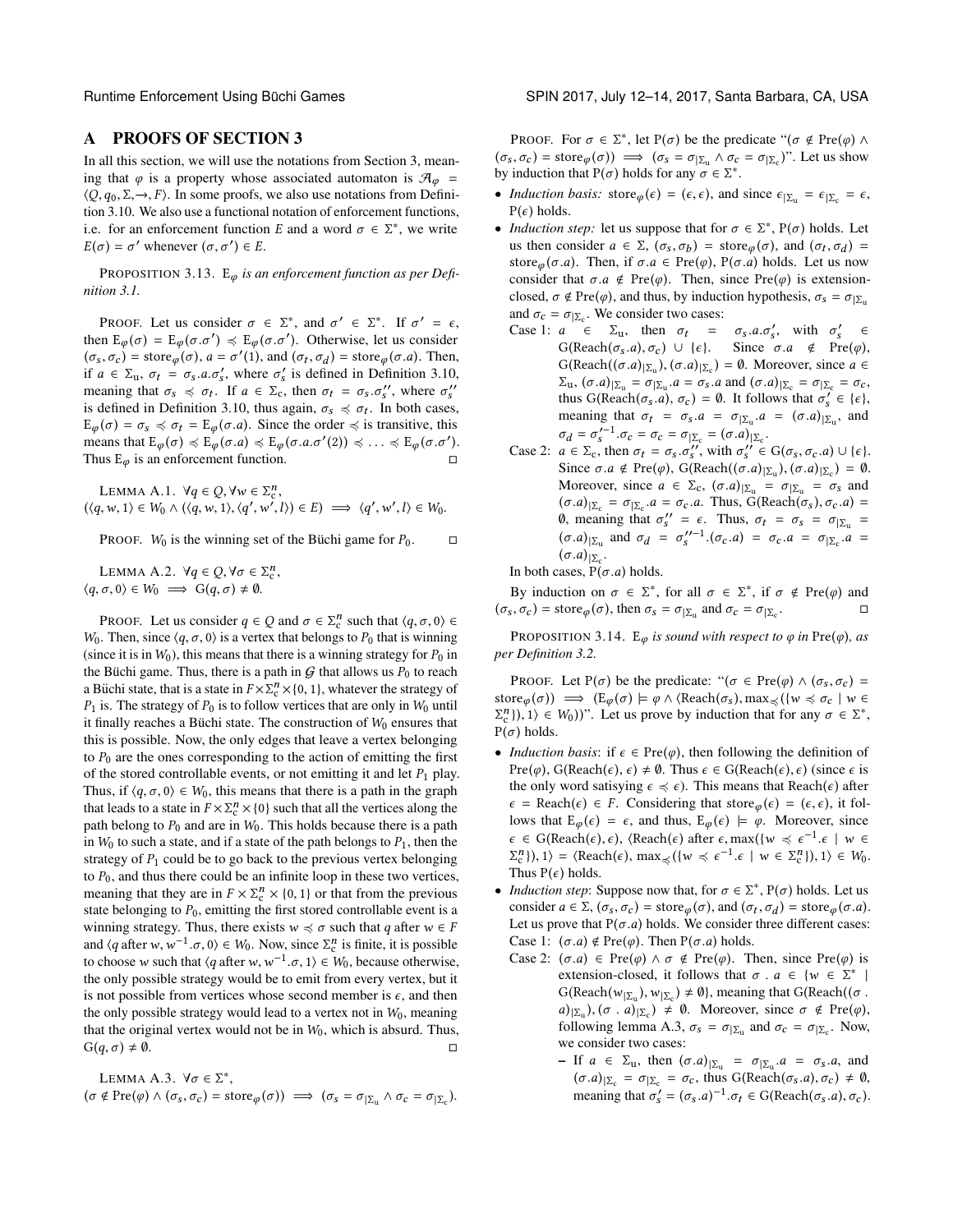## A PROOFS OF SECTION 3

In all this section, we will use the notations from Section 3, meaning that $\varphi$ is a property whose associated automaton is $\mathcal{A}_\varphi = \langle Q, q_0, \Sigma, \rightarrow, F\rangle$. In some proofs, we also use notations from Definition 3.10. We also use a functional notation of enforcement functions, i.e. for an enforcement function $E$ and a word $\sigma \in \Sigma^*$, we write $E(\sigma) = \sigma'$ whenever $(\sigma, \sigma') \in E$.

PROPOSITION 3.13. *$\mathrm{E}_\varphi$ is an enforcement function as per Definition 3.1.*

PROOF. Let us consider $\sigma \in \Sigma^*$, and $\sigma' \in \Sigma^*$. If $\sigma' = \epsilon$, then $\mathrm{E}_\varphi(\sigma) = \mathrm{E}_\varphi(\sigma.\sigma') \preccurlyeq \mathrm{E}_\varphi(\sigma.\sigma')$. Otherwise, let us consider $(\sigma_s, \sigma_c) = \mathrm{store}_\varphi(\sigma)$, $a = \sigma'(1)$, and $(\sigma_t, \sigma_d) = \mathrm{store}_\varphi(\sigma.a)$. Then, if $a \in \Sigma_\mathrm{u}$, $\sigma_t = \sigma_s.a.\sigma_s'$, where $\sigma_s'$ is defined in Definition 3.10, meaning that $\sigma_s \preccurlyeq \sigma_t$. If $a \in \Sigma_\mathrm{c}$, then $\sigma_t = \sigma_s.\sigma_s''$, where $\sigma_s''$ is defined in Definition 3.10, thus again, $\sigma_s \preccurlyeq \sigma_t$. In both cases, $\mathrm{E}_\varphi(\sigma) = \sigma_s \preccurlyeq \sigma_t = \mathrm{E}_\varphi(\sigma.a)$. Since the order $\preccurlyeq$ is transitive, this means that $\mathrm{E}_\varphi(\sigma) \preccurlyeq \mathrm{E}_\varphi(\sigma.a) \preccurlyeq \mathrm{E}_\varphi(\sigma.a.\sigma'(2)) \preccurlyeq \ldots \preccurlyeq \mathrm{E}_\varphi(\sigma.\sigma')$. Thus $\mathrm{E}_\varphi$ is an enforcement function. □

LEMMA A.1. $\forall q \in Q, \forall w \in \Sigma_\mathrm{c}^n$,
$(\langle q, w, 1\rangle \in W_0 \wedge (\langle q, w, 1\rangle, \langle q', w', l\rangle) \in E) \implies \langle q', w', l\rangle \in W_0$.

PROOF. $W_0$ is the winning set of the Büchi game for $P_0$. □

LEMMA A.2. $\forall q \in Q, \forall \sigma \in \Sigma_\mathrm{c}^n$,
$\langle q, \sigma, 0\rangle \in W_0 \implies \mathrm{G}(q, \sigma) \neq \emptyset$.

PROOF. Let us consider $q \in Q$ and $\sigma \in \Sigma_\mathrm{c}^n$ such that $\langle q, \sigma, 0\rangle \in W_0$. Then, since $\langle q, \sigma, 0\rangle$ is a vertex that belongs to $P_0$ that is winning (since it is in $W_0$), this means that there is a winning strategy for $P_0$ in the Büchi game. Thus, there is a path in $\mathcal{G}$ that allows us $P_0$ to reach a Büchi state, that is a state in $F \times \Sigma_\mathrm{c}^n \times \{0, 1\}$, whatever the strategy of $P_1$ is. The strategy of $P_0$ is to follow vertices that are only in $W_0$ until it finally reaches a Büchi state. The construction of $W_0$ ensures that this is possible. Now, the only edges that leave a vertex belonging to $P_0$ are the ones corresponding to the action of emitting the first of the stored controllable events, or not emitting it and let $P_1$ play. Thus, if $\langle q, \sigma, 0\rangle \in W_0$, this means that there is a path in the graph that leads to a state in $F \times \Sigma_\mathrm{c}^n \times \{0\}$ such that all the vertices along the path belong to $P_0$ and are in $W_0$. This holds because there is a path in $W_0$ to such a state, and if a state of the path belongs to $P_1$, then the strategy of $P_1$ could be to go back to the previous vertex belonging to $P_0$, and thus there could be an infinite loop in these two vertices, meaning that they are in $F \times \Sigma_\mathrm{c}^n \times \{0, 1\}$ or that from the previous state belonging to $P_0$, emitting the first stored controllable event is a winning strategy. Thus, there exists $w \preccurlyeq \sigma$ such that $q$ after $w \in F$ and $\langle q \text{ after } w, w^{-1}.\sigma, 0\rangle \in W_0$. Now, since $\Sigma_\mathrm{c}^n$ is finite, it is possible to choose $w$ such that $\langle q \text{ after } w, w^{-1}.\sigma, 1\rangle \in W_0$, because otherwise, the only possible strategy would be to emit from every vertex, but it is not possible from vertices whose second member is $\epsilon$, and then the only possible strategy would lead to a vertex not in $W_0$, meaning that the original vertex would not be in $W_0$, which is absurd. Thus, $\mathrm{G}(q, \sigma) \neq \emptyset$. □

LEMMA A.3. $\forall \sigma \in \Sigma^*$,
$(\sigma \notin \mathrm{Pre}(\varphi) \wedge (\sigma_s, \sigma_c) = \mathrm{store}_\varphi(\sigma)) \implies (\sigma_s = \sigma_{|\Sigma_\mathrm{u}} \wedge \sigma_c = \sigma_{|\Sigma_\mathrm{c}})$.

PROOF. For $\sigma \in \Sigma^*$, let $\mathrm{P}(\sigma)$ be the predicate "$(\sigma \notin \mathrm{Pre}(\varphi) \wedge (\sigma_s, \sigma_c) = \mathrm{store}_\varphi(\sigma)) \implies (\sigma_s = \sigma_{|\Sigma_\mathrm{u}} \wedge \sigma_c = \sigma_{|\Sigma_\mathrm{c}})$". Let us show by induction that $\mathrm{P}(\sigma)$ holds for any $\sigma \in \Sigma^*$.

- *Induction basis:* $\mathrm{store}_\varphi(\epsilon) = (\epsilon, \epsilon)$, and since $\epsilon_{|\Sigma_\mathrm{u}} = \epsilon_{|\Sigma_\mathrm{c}} = \epsilon$, $\mathrm{P}(\epsilon)$ holds.
- *Induction step:* let us suppose that for $\sigma \in \Sigma^*$, $\mathrm{P}(\sigma)$ holds. Let us then consider $a \in \Sigma$, $(\sigma_s, \sigma_b) = \mathrm{store}_\varphi(\sigma)$, and $(\sigma_t, \sigma_d) = \mathrm{store}_\varphi(\sigma.a)$. Then, if $\sigma.a \in \mathrm{Pre}(\varphi)$, $\mathrm{P}(\sigma.a)$ holds. Let us now consider that $\sigma.a \notin \mathrm{Pre}(\varphi)$. Then, since $\mathrm{Pre}(\varphi)$ is extension-closed, $\sigma \notin \mathrm{Pre}(\varphi)$, and thus, by induction hypothesis, $\sigma_s = \sigma_{|\Sigma_\mathrm{u}}$ and $\sigma_c = \sigma_{|\Sigma_\mathrm{c}}$. We consider two cases:
  Case 1: $a \in \Sigma_\mathrm{u}$, then $\sigma_t = \sigma_s.a.\sigma_s'$, with $\sigma_s' \in \mathrm{G}(\mathrm{Reach}(\sigma_s.a), \sigma_c) \cup \{\epsilon\}$. Since $\sigma.a \notin \mathrm{Pre}(\varphi)$, $\mathrm{G}(\mathrm{Reach}((\sigma.a)_{|\Sigma_\mathrm{u}}), (\sigma.a)_{|\Sigma_\mathrm{c}}) = \emptyset$. Moreover, since $a \in \Sigma_\mathrm{u}$, $(\sigma.a)_{|\Sigma_\mathrm{u}} = \sigma_{|\Sigma_\mathrm{u}}.a = \sigma_s.a$ and $(\sigma.a)_{|\Sigma_\mathrm{c}} = \sigma_{|\Sigma_\mathrm{c}} = \sigma_c$, thus $\mathrm{G}(\mathrm{Reach}(\sigma_s.a), \sigma_c) = \emptyset$. It follows that $\sigma_s' \in \{\epsilon\}$, meaning that $\sigma_t = \sigma_s.a = \sigma_{|\Sigma_\mathrm{u}}.a = (\sigma.a)_{|\Sigma_\mathrm{u}}$, and $\sigma_d = \sigma_s'^{-1}.\sigma_c = \sigma_c = \sigma_{|\Sigma_\mathrm{c}} = (\sigma.a)_{|\Sigma_\mathrm{c}}$.
  Case 2: $a \in \Sigma_\mathrm{c}$, then $\sigma_t = \sigma_s.\sigma_s''$, with $\sigma_s'' \in \mathrm{G}(\sigma_s, \sigma_c.a) \cup \{\epsilon\}$. Since $\sigma.a \notin \mathrm{Pre}(\varphi)$, $\mathrm{G}(\mathrm{Reach}((\sigma.a)_{|\Sigma_\mathrm{u}}), (\sigma.a)_{|\Sigma_\mathrm{c}}) = \emptyset$. Moreover, since $a \in \Sigma_\mathrm{c}$, $(\sigma.a)_{|\Sigma_\mathrm{u}} = \sigma_{|\Sigma_\mathrm{u}} = \sigma_s$ and $(\sigma.a)_{|\Sigma_\mathrm{c}} = \sigma_{|\Sigma_\mathrm{c}}.a = \sigma_c.a$. Thus, $\mathrm{G}(\mathrm{Reach}(\sigma_s), \sigma_c.a) = \emptyset$, meaning that $\sigma_s'' = \epsilon$. Thus, $\sigma_t = \sigma_s = \sigma_{|\Sigma_\mathrm{u}} = (\sigma.a)_{|\Sigma_\mathrm{u}}$ and $\sigma_d = \sigma_s''^{-1}.(\sigma_c.a) = \sigma_c.a = \sigma_{|\Sigma_\mathrm{c}}.a = (\sigma.a)_{|\Sigma_\mathrm{c}}$.

  In both cases, $\mathrm{P}(\sigma.a)$ holds.

By induction on $\sigma \in \Sigma^*$, for all $\sigma \in \Sigma^*$, if $\sigma \notin \mathrm{Pre}(\varphi)$ and $(\sigma_s, \sigma_c) = \mathrm{store}_\varphi(\sigma)$, then $\sigma_s = \sigma_{|\Sigma_\mathrm{u}}$ and $\sigma_c = \sigma_{|\Sigma_\mathrm{c}}$. □

PROPOSITION 3.14. *$\mathrm{E}_\varphi$ is sound with respect to $\varphi$ in $\mathrm{Pre}(\varphi)$, as per Definition 3.2.*

PROOF. Let $\mathrm{P}(\sigma)$ be the predicate: "$(\sigma \in \mathrm{Pre}(\varphi) \wedge (\sigma_s, \sigma_c) = \mathrm{store}_\varphi(\sigma)) \implies (\mathrm{E}_\varphi(\sigma) \models \varphi \wedge \langle \mathrm{Reach}(\sigma_s), \max_\preccurlyeq(\{w \preccurlyeq \sigma_c \mid w \in \Sigma_\mathrm{c}^n\}), 1\rangle \in W_0))$". Let us prove by induction that for any $\sigma \in \Sigma^*$, $\mathrm{P}(\sigma)$ holds.

- *Induction basis*: if $\epsilon \in \mathrm{Pre}(\varphi)$, then following the definition of $\mathrm{Pre}(\varphi)$, $\mathrm{G}(\mathrm{Reach}(\epsilon), \epsilon) \neq \emptyset$. Thus $\epsilon \in \mathrm{G}(\mathrm{Reach}(\epsilon), \epsilon)$ (since $\epsilon$ is the only word satisying $\epsilon \preccurlyeq \epsilon$). This means that $\mathrm{Reach}(\epsilon)$ after $\epsilon = \mathrm{Reach}(\epsilon) \in F$. Considering that $\mathrm{store}_\varphi(\epsilon) = (\epsilon, \epsilon)$, it follows that $\mathrm{E}_\varphi(\epsilon) = \epsilon$, and thus, $\mathrm{E}_\varphi(\epsilon) \models \varphi$. Moreover, since $\epsilon \in \mathrm{G}(\mathrm{Reach}(\epsilon), \epsilon)$, $\langle \mathrm{Reach}(\epsilon) \text{ after } \epsilon, \max(\{w \preccurlyeq \epsilon^{-1}.\epsilon \mid w \in \Sigma_\mathrm{c}^n\}), 1\rangle = \langle \mathrm{Reach}(\epsilon), \max_\preccurlyeq(\{w \preccurlyeq \epsilon^{-1}.\epsilon \mid w \in \Sigma_\mathrm{c}^n\}), 1\rangle \in W_0$. Thus $\mathrm{P}(\epsilon)$ holds.
- *Induction step*: Suppose now that, for $\sigma \in \Sigma^*$, $\mathrm{P}(\sigma)$ holds. Let us consider $a \in \Sigma$, $(\sigma_s, \sigma_c) = \mathrm{store}_\varphi(\sigma)$, and $(\sigma_t, \sigma_d) = \mathrm{store}_\varphi(\sigma.a)$. Let us prove that $\mathrm{P}(\sigma.a)$ holds. We consider three different cases:
  Case 1: $(\sigma.a) \notin \mathrm{Pre}(\varphi)$. Then $\mathrm{P}(\sigma.a)$ holds.
  Case 2: $(\sigma.a) \in \mathrm{Pre}(\varphi) \wedge \sigma \notin \mathrm{Pre}(\varphi)$. Then, since $\mathrm{Pre}(\varphi)$ is extension-closed, it follows that $\sigma . a \in \{w \in \Sigma^* \mid \mathrm{G}(\mathrm{Reach}(w_{|\Sigma_\mathrm{u}}), w_{|\Sigma_\mathrm{c}}) \neq \emptyset\}$, meaning that $\mathrm{G}(\mathrm{Reach}((\sigma . a)_{|\Sigma_\mathrm{u}}), (\sigma . a)_{|\Sigma_\mathrm{c}}) \neq \emptyset$. Moreover, since $\sigma \notin \mathrm{Pre}(\varphi)$, following lemma A.3, $\sigma_s = \sigma_{|\Sigma_\mathrm{u}}$ and $\sigma_c = \sigma_{|\Sigma_\mathrm{c}}$. Now, we consider two cases:
  - If $a \in \Sigma_\mathrm{u}$, then $(\sigma.a)_{|\Sigma_\mathrm{u}} = \sigma_{|\Sigma_\mathrm{u}}.a = \sigma_s.a$, and $(\sigma.a)_{|\Sigma_\mathrm{c}} = \sigma_{|\Sigma_\mathrm{c}} = \sigma_c$, thus $\mathrm{G}(\mathrm{Reach}(\sigma_s.a), \sigma_c) \neq \emptyset$, meaning that $\sigma_s' = (\sigma_s.a)^{-1}.\sigma_t \in \mathrm{G}(\mathrm{Reach}(\sigma_s.a), \sigma_c)$.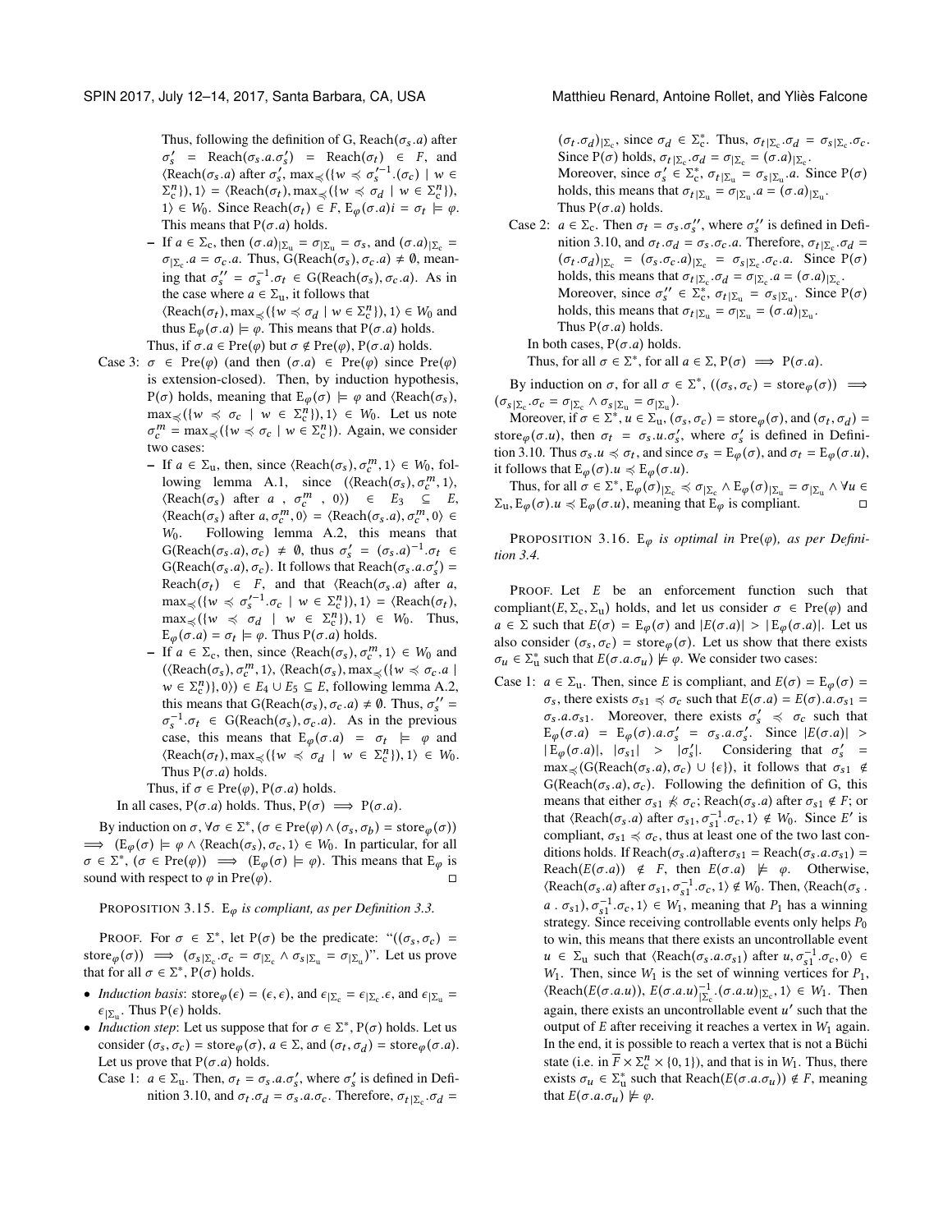Thus, following the definition of G, $\text{Reach}(\sigma_s.a)$ after $\sigma'_s = \text{Reach}(\sigma_s.a.\sigma'_s) = \text{Reach}(\sigma_t) \in F$, and $\langle \text{Reach}(\sigma_s.a)$ after $\sigma'_s, \max_{\preccurlyeq}(\{w \preccurlyeq \sigma'^{-1}_s.(\sigma_c) \mid w \in \Sigma_c^n\}), 1\rangle = \langle \text{Reach}(\sigma_t), \max_{\preccurlyeq}(\{w \preccurlyeq \sigma_d \mid w \in \Sigma_c^n\}), 1\rangle \in W_0$. Since $\text{Reach}(\sigma_t) \in F$, $\text{E}_\varphi(\sigma.a)i = \sigma_t \models \varphi$. This means that $\text{P}(\sigma.a)$ holds.

- If $a \in \Sigma_c$, then $(\sigma.a)_{|\Sigma_u} = \sigma_{|\Sigma_u} = \sigma_s$, and $(\sigma.a)_{|\Sigma_c} = \sigma_{|\Sigma_c}.a = \sigma_c.a$. Thus, $\text{G}(\text{Reach}(\sigma_s), \sigma_c.a) \neq \emptyset$, meaning that $\sigma''_s = \sigma_s^{-1}.\sigma_t \in \text{G}(\text{Reach}(\sigma_s), \sigma_c.a)$. As in the case where $a \in \Sigma_u$, it follows that $\langle \text{Reach}(\sigma_t), \max_{\preccurlyeq}(\{w \preccurlyeq \sigma_d \mid w \in \Sigma_c^n\}), 1\rangle \in W_0$ and thus $\text{E}_\varphi(\sigma.a) \models \varphi$. This means that $\text{P}(\sigma.a)$ holds.

Thus, if $\sigma.a \in \text{Pre}(\varphi)$ but $\sigma \notin \text{Pre}(\varphi)$, $\text{P}(\sigma.a)$ holds.

Case 3: $\sigma \in \text{Pre}(\varphi)$ (and then $(\sigma.a) \in \text{Pre}(\varphi)$ since $\text{Pre}(\varphi)$ is extension-closed). Then, by induction hypothesis, $\text{P}(\sigma)$ holds, meaning that $\text{E}_\varphi(\sigma) \models \varphi$ and $\langle \text{Reach}(\sigma_s), \max_{\preccurlyeq}(\{w \preccurlyeq \sigma_c \mid w \in \Sigma_c^n\}), 1\rangle \in W_0$. Let us note $\sigma_c^m = \max_{\preccurlyeq}(\{w \preccurlyeq \sigma_c \mid w \in \Sigma_c^n\})$. Again, we consider two cases:

- If $a \in \Sigma_u$, then, since $\langle \text{Reach}(\sigma_s), \sigma_c^m, 1\rangle \in W_0$, following lemma A.1, since $(\langle \text{Reach}(\sigma_s), \sigma_c^m, 1\rangle, \langle \text{Reach}(\sigma_s)$ after $a$ , $\sigma_c^m$ , $0\rangle) \in E_3 \subseteq E$, $\langle \text{Reach}(\sigma_s)$ after $a, \sigma_c^m, 0\rangle = \langle \text{Reach}(\sigma_s.a), \sigma_c^m, 0\rangle \in W_0$. Following lemma A.2, this means that $\text{G}(\text{Reach}(\sigma_s.a), \sigma_c) \neq \emptyset$, thus $\sigma'_s = (\sigma_s.a)^{-1}.\sigma_t \in \text{G}(\text{Reach}(\sigma_s.a), \sigma_c)$. It follows that $\text{Reach}(\sigma_s.a.\sigma'_s) = \text{Reach}(\sigma_t) \in F$, and that $\langle \text{Reach}(\sigma_s.a)$ after $a$, $\max_{\preccurlyeq}(\{w \preccurlyeq \sigma'^{-1}_s.\sigma_c \mid w \in \Sigma_c^n\}), 1\rangle = \langle \text{Reach}(\sigma_t), \max_{\preccurlyeq}(\{w \preccurlyeq \sigma_d \mid w \in \Sigma_c^n\}), 1\rangle \in W_0$. Thus, $\text{E}_\varphi(\sigma.a) = \sigma_t \models \varphi$. Thus $\text{P}(\sigma.a)$ holds.
- If $a \in \Sigma_c$, then, since $\langle \text{Reach}(\sigma_s), \sigma_c^m, 1\rangle \in W_0$ and $(\langle \text{Reach}(\sigma_s), \sigma_c^m, 1\rangle, \langle \text{Reach}(\sigma_s), \max_{\preccurlyeq}(\{w \preccurlyeq \sigma_c.a \mid w \in \Sigma_c^n\}\rangle, 0\rangle) \in E_4 \cup E_5 \subseteq E$, following lemma A.2, this means that $\text{G}(\text{Reach}(\sigma_s), \sigma_c.a) \neq \emptyset$. Thus, $\sigma''_s = \sigma_s^{-1}.\sigma_t \in \text{G}(\text{Reach}(\sigma_s), \sigma_c.a)$. As in the previous case, this means that $\text{E}_\varphi(\sigma.a) = \sigma_t \models \varphi$ and $\langle \text{Reach}(\sigma_t), \max_{\preccurlyeq}(\{w \preccurlyeq \sigma_d \mid w \in \Sigma_c^n\}), 1\rangle \in W_0$. Thus $\text{P}(\sigma.a)$ holds.

Thus, if $\sigma \in \text{Pre}(\varphi)$, $\text{P}(\sigma.a)$ holds.

In all cases, $\text{P}(\sigma.a)$ holds. Thus, $\text{P}(\sigma) \implies \text{P}(\sigma.a)$.

By induction on $\sigma$, $\forall \sigma \in \Sigma^*, (\sigma \in \text{Pre}(\varphi) \wedge (\sigma_s, \sigma_b) = \text{store}_\varphi(\sigma)) \implies (\text{E}_\varphi(\sigma) \models \varphi \wedge \langle \text{Reach}(\sigma_s), \sigma_c, 1\rangle \in W_0$. In particular, for all $\sigma \in \Sigma^*$, $(\sigma \in \text{Pre}(\varphi)) \implies (\text{E}_\varphi(\sigma) \models \varphi)$. This means that $\text{E}_\varphi$ is sound with respect to $\varphi$ in $\text{Pre}(\varphi)$. ◻

PROPOSITION 3.15. *$\text{E}_\varphi$ is compliant, as per Definition 3.3.*

PROOF. For $\sigma \in \Sigma^*$, let $\text{P}(\sigma)$ be the predicate: "$((\sigma_s, \sigma_c) = \text{store}_\varphi(\sigma)) \implies (\sigma_{s|\Sigma_c}.\sigma_c = \sigma_{|\Sigma_c} \wedge \sigma_{s|\Sigma_u} = \sigma_{|\Sigma_u})$". Let us prove that for all $\sigma \in \Sigma^*$, $\text{P}(\sigma)$ holds.

- *Induction basis*: $\text{store}_\varphi(\epsilon) = (\epsilon, \epsilon)$, and $\epsilon_{|\Sigma_c} = \epsilon_{|\Sigma_c}.\epsilon$, and $\epsilon_{|\Sigma_u} = \epsilon_{|\Sigma_u}$. Thus $\text{P}(\epsilon)$ holds.
- *Induction step*: Let us suppose that for $\sigma \in \Sigma^*$, $\text{P}(\sigma)$ holds. Let us consider $(\sigma_s, \sigma_c) = \text{store}_\varphi(\sigma)$, $a \in \Sigma$, and $(\sigma_t, \sigma_d) = \text{store}_\varphi(\sigma.a)$. Let us prove that $\text{P}(\sigma.a)$ holds.

Case 1: $a \in \Sigma_u$. Then, $\sigma_t = \sigma_s.a.\sigma'_s$, where $\sigma'_s$ is defined in Definition 3.10, and $\sigma_t.\sigma_d = \sigma_s.a.\sigma_c$. Therefore, $\sigma_{t|\Sigma_c}.\sigma_d = (\sigma_t.\sigma_d)_{|\Sigma_c}$, since $\sigma_d \in \Sigma_c^*$. Thus, $\sigma_{t|\Sigma_c}.\sigma_d = \sigma_{s|\Sigma_c}.\sigma_c$. Since $\text{P}(\sigma)$ holds, $\sigma_{t|\Sigma_c}.\sigma_d = \sigma_{|\Sigma_c} = (\sigma.a)_{|\Sigma_c}$.
Moreover, since $\sigma'_s \in \Sigma_c^*$, $\sigma_{t|\Sigma_u} = \sigma_{s|\Sigma_u}.a$. Since $\text{P}(\sigma)$ holds, this means that $\sigma_{t|\Sigma_u} = \sigma_{|\Sigma_u}.a = (\sigma.a)_{|\Sigma_u}$.
Thus $\text{P}(\sigma.a)$ holds.

Case 2: $a \in \Sigma_c$. Then $\sigma_t = \sigma_s.\sigma''_s$, where $\sigma''_s$ is defined in Definition 3.10, and $\sigma_t.\sigma_d = \sigma_s.\sigma_c.a$. Therefore, $\sigma_{t|\Sigma_c}.\sigma_d = (\sigma_t.\sigma_d)_{|\Sigma_c} = (\sigma_s.\sigma_c.a)_{|\Sigma_c} = \sigma_{s|\Sigma_c}.\sigma_c.a$. Since $\text{P}(\sigma)$ holds, this means that $\sigma_{t|\Sigma_c}.\sigma_d = \sigma_{|\Sigma_c}.a = (\sigma.a)_{|\Sigma_c}$.
Moreover, since $\sigma''_s \in \Sigma_c^*$, $\sigma_{t|\Sigma_u} = \sigma_{s|\Sigma_u}$. Since $\text{P}(\sigma)$ holds, this means that $\sigma_{t|\Sigma_u} = \sigma_{|\Sigma_u} = (\sigma.a)_{|\Sigma_u}$.
Thus $\text{P}(\sigma.a)$ holds.

In both cases, $\text{P}(\sigma.a)$ holds.
Thus, for all $\sigma \in \Sigma^*$, for all $a \in \Sigma$, $\text{P}(\sigma) \implies \text{P}(\sigma.a)$.

By induction on $\sigma$, for all $\sigma \in \Sigma^*$, $((\sigma_s, \sigma_c) = \text{store}_\varphi(\sigma)) \implies (\sigma_{s|\Sigma_c}.\sigma_c = \sigma_{|\Sigma_c} \wedge \sigma_{s|\Sigma_u} = \sigma_{|\Sigma_u})$.

Moreover, if $\sigma \in \Sigma^*$, $u \in \Sigma_u$, $(\sigma_s, \sigma_c) = \text{store}_\varphi(\sigma)$, and $(\sigma_t, \sigma_d) = \text{store}_\varphi(\sigma.u)$, then $\sigma_t = \sigma_s.u.\sigma'_s$, where $\sigma'_s$ is defined in Definition 3.10. Thus $\sigma_s.u \preccurlyeq \sigma_t$, and since $\sigma_s = \text{E}_\varphi(\sigma)$, and $\sigma_t = \text{E}_\varphi(\sigma.u)$, it follows that $\text{E}_\varphi(\sigma).u \preccurlyeq \text{E}_\varphi(\sigma.u)$.

Thus, for all $\sigma \in \Sigma^*$, $\text{E}_\varphi(\sigma)_{|\Sigma_c} \preccurlyeq \sigma_{|\Sigma_c} \wedge \text{E}_\varphi(\sigma)_{|\Sigma_u} = \sigma_{|\Sigma_u} \wedge \forall u \in \Sigma_u, \text{E}_\varphi(\sigma).u \preccurlyeq \text{E}_\varphi(\sigma.u)$, meaning that $\text{E}_\varphi$ is compliant. ◻

PROPOSITION 3.16. *$\text{E}_\varphi$ is optimal in $\text{Pre}(\varphi)$, as per Definition 3.4.*

PROOF. Let $E$ be an enforcement function such that $\text{compliant}(E, \Sigma_c, \Sigma_u)$ holds, and let us consider $\sigma \in \text{Pre}(\varphi)$ and $a \in \Sigma$ such that $E(\sigma) = \text{E}_\varphi(\sigma)$ and $|E(\sigma.a)| > |\text{E}_\varphi(\sigma.a)|$. Let us also consider $(\sigma_s, \sigma_c) = \text{store}_\varphi(\sigma)$. Let us show that there exists $\sigma_u \in \Sigma_u^*$ such that $E(\sigma.a.\sigma_u) \not\models \varphi$. We consider two cases:

Case 1: $a \in \Sigma_u$. Then, since $E$ is compliant, and $E(\sigma) = \text{E}_\varphi(\sigma) = \sigma_s$, there exists $\sigma_{s1} \preccurlyeq \sigma_c$ such that $E(\sigma.a) = E(\sigma).a.\sigma_{s1} = \sigma_s.a.\sigma_{s1}$. Moreover, there exists $\sigma'_s \preccurlyeq \sigma_c$ such that $\text{E}_\varphi(\sigma.a) = \text{E}_\varphi(\sigma).a.\sigma'_s = \sigma_s.a.\sigma'_s$. Since $|E(\sigma.a)| > |\text{E}_\varphi(\sigma.a)|$, $|\sigma_{s1}| > |\sigma'_s|$. Considering that $\sigma'_s = \max_{\preccurlyeq}(\text{G}(\text{Reach}(\sigma_s.a), \sigma_c) \cup \{\epsilon\})$, it follows that $\sigma_{s1} \notin \text{G}(\text{Reach}(\sigma_s.a), \sigma_c)$. Following the definition of G, this means that either $\sigma_{s1} \not\preccurlyeq \sigma_c$; $\text{Reach}(\sigma_s.a)$ after $\sigma_{s1} \notin F$; or that $\langle \text{Reach}(\sigma_s.a)$ after $\sigma_{s1}, \sigma_{s1}^{-1}.\sigma_c, 1\rangle \notin W_0$. Since $E'$ is compliant, $\sigma_{s1} \preccurlyeq \sigma_c$, thus at least one of the two last conditions holds. If $\text{Reach}(\sigma_s.a)\text{after}\sigma_{s1} = \text{Reach}(\sigma_s.a.\sigma_{s1}) = \text{Reach}(E(\sigma.a)) \notin F$, then $E(\sigma.a) \not\models \varphi$. Otherwise, $\langle \text{Reach}(\sigma_s.a)$ after $\sigma_{s1}, \sigma_{s1}^{-1}.\sigma_c, 1\rangle \notin W_0$. Then, $\langle \text{Reach}(\sigma_s\,.\,a\,.\,\sigma_{s1}), \sigma_{s1}^{-1}.\sigma_c, 1\rangle \in W_1$, meaning that $P_1$ has a winning strategy. Since receiving controllable events only helps $P_0$ to win, this means that there exists an uncontrollable event $u \in \Sigma_u$ such that $\langle \text{Reach}(\sigma_s.a.\sigma_{s1})$ after $u, \sigma_{s1}^{-1}.\sigma_c, 0\rangle \in W_1$. Then, since $W_1$ is the set of winning vertices for $P_1$, $\langle \text{Reach}(E(\sigma.a.u)), E(\sigma.a)^{-1}_{|\Sigma_c}.(\sigma.a.u)_{|\Sigma_c}, 1\rangle \in W_1$. Then again, there exists an uncontrollable event $u'$ such that the output of $E$ after receiving it reaches a vertex in $W_1$ again. In the end, it is possible to reach a vertex that is not a Büchi state (i.e. in $\overline{F} \times \Sigma_c^n \times \{0, 1\}$), and that is in $W_1$. Thus, there exists $\sigma_u \in \Sigma_u^*$ such that $\text{Reach}(E(\sigma.a.\sigma_u)) \notin F$, meaning that $E(\sigma.a.\sigma_u) \not\models \varphi$.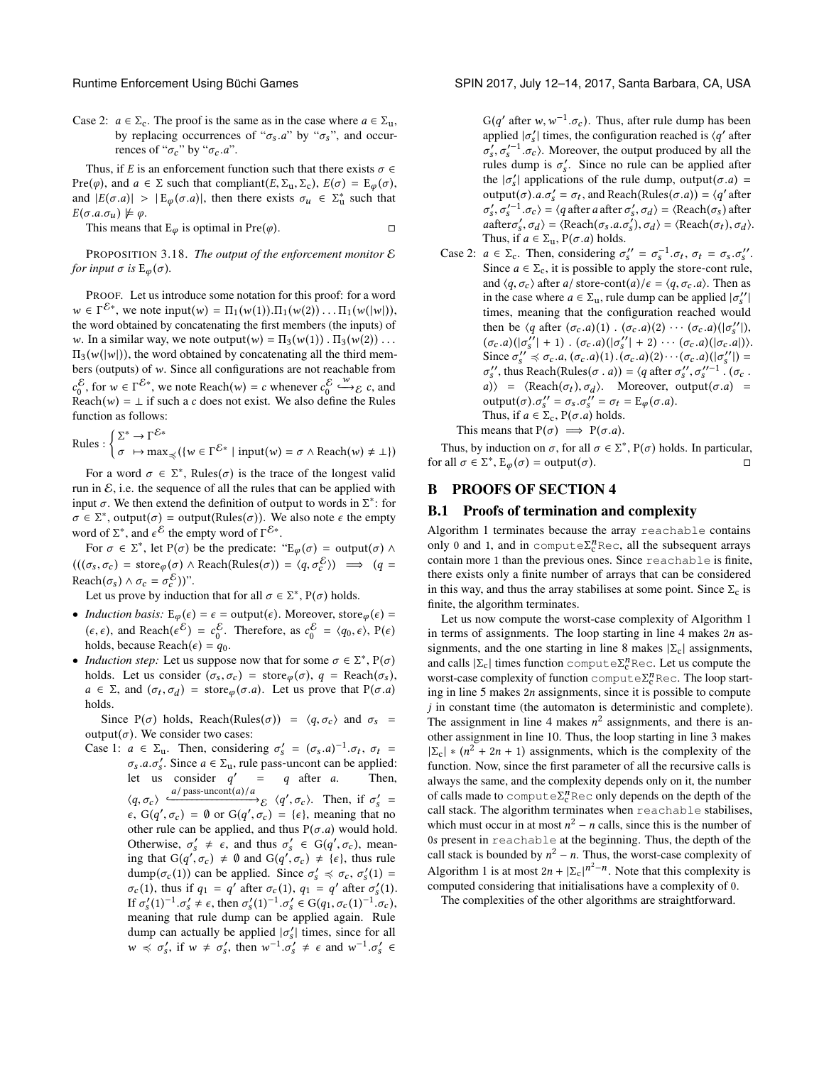Case 2: $a \in \Sigma_c$. The proof is the same as in the case where $a \in \Sigma_u$, by replacing occurrences of "$\sigma_s.a$" by "$\sigma_s$", and occurrences of "$\sigma_c$" by "$\sigma_c.a$".

Thus, if $E$ is an enforcement function such that there exists $\sigma \in \text{Pre}(\varphi)$, and $a \in \Sigma$ such that compliant$(E, \Sigma_u, \Sigma_c)$, $E(\sigma) = \text{E}_\varphi(\sigma)$, and $|E(\sigma.a)| > |\text{E}_\varphi(\sigma.a)|$, then there exists $\sigma_u \in \Sigma_u^*$ such that $E(\sigma.a.\sigma_u) \not\models \varphi$.

This means that $\text{E}_\varphi$ is optimal in $\text{Pre}(\varphi)$. □

PROPOSITION 3.18. *The output of the enforcement monitor $\mathcal{E}$ for input $\sigma$ is $\text{E}_\varphi(\sigma)$.*

PROOF. Let us introduce some notation for this proof: for a word $w \in \Gamma^{\mathcal{E}*}$, we note input$(w) = \Pi_1(w(1)).\Pi_1(w(2))\ldots\Pi_1(w(|w|))$, the word obtained by concatenating the first members (the inputs) of $w$. In a similar way, we note output$(w) = \Pi_3(w(1)) . \Pi_3(w(2)) \ldots \Pi_3(w(|w|))$, the word obtained by concatenating all the third members (outputs) of $w$. Since all configurations are not reachable from $c_0^{\mathcal{E}}$, for $w \in \Gamma^{\mathcal{E}*}$, we note Reach$(w) = c$ whenever $c_0^{\mathcal{E}} \xhookrightarrow{w}_{\mathcal{E}} c$, and Reach$(w) = \bot$ if such a $c$ does not exist. We also define the Rules function as follows:

$$\text{Rules} : \begin{cases} \Sigma^* \rightarrow \Gamma^{\mathcal{E}*} \\ \sigma \ \mapsto \max_{\preccurlyeq}(\{w \in \Gamma^{\mathcal{E}*} \mid \text{input}(w) = \sigma \wedge \text{Reach}(w) \neq \bot\}) \end{cases}$$

For a word $\sigma \in \Sigma^*$, Rules$(\sigma)$ is the trace of the longest valid run in $\mathcal{E}$, i.e. the sequence of all the rules that can be applied with input $\sigma$. We then extend the definition of output to words in $\Sigma^*$: for $\sigma \in \Sigma^*$, output$(\sigma) = $ output(Rules$(\sigma)$). We also note $\epsilon$ the empty word of $\Sigma^*$, and $\epsilon^{\mathcal{E}}$ the empty word of $\Gamma^{\mathcal{E}*}$.

For $\sigma \in \Sigma^*$, let $\text{P}(\sigma)$ be the predicate: "$\text{E}_\varphi(\sigma) = \text{output}(\sigma) \wedge (((\sigma_s, \sigma_c) = \text{store}_\varphi(\sigma) \wedge \text{Reach}(\text{Rules}(\sigma)) = \langle q, \sigma_c^{\mathcal{E}}\rangle) \implies (q = \text{Reach}(\sigma_s) \wedge \sigma_c = \sigma_c^{\mathcal{E}}))$".

Let us prove by induction that for all $\sigma \in \Sigma^*$, $\text{P}(\sigma)$ holds.

- *Induction basis:* $\text{E}_\varphi(\epsilon) = \epsilon = \text{output}(\epsilon)$. Moreover, $\text{store}_\varphi(\epsilon) = (\epsilon, \epsilon)$, and Reach$(\epsilon^{\mathcal{E}}) = c_0^{\mathcal{E}}$. Therefore, as $c_0^{\mathcal{E}} = \langle q_0, \epsilon\rangle$, $\text{P}(\epsilon)$ holds, because Reach$(\epsilon) = q_0$.
- *Induction step:* Let us suppose now that for some $\sigma \in \Sigma^*$, $\text{P}(\sigma)$ holds. Let us consider $(\sigma_s, \sigma_c) = \text{store}_\varphi(\sigma)$, $q = \text{Reach}(\sigma_s)$, $a \in \Sigma$, and $(\sigma_t, \sigma_d) = \text{store}_\varphi(\sigma.a)$. Let us prove that $\text{P}(\sigma.a)$ holds.

  Since $\text{P}(\sigma)$ holds, Reach(Rules$(\sigma)$) $= \langle q, \sigma_c\rangle$ and $\sigma_s = \text{output}(\sigma)$. We consider two cases:

  Case 1: $a \in \Sigma_u$. Then, considering $\sigma_s' = (\sigma_s.a)^{-1}.\sigma_t$, $\sigma_t = \sigma_s.a.\sigma_s'$. Since $a \in \Sigma_u$, rule pass-uncont can be applied: let us consider $q' = q$ after $a$. Then, $\langle q, \sigma_c\rangle \xhookrightarrow{a/\,\text{pass-uncont}(a)/a}_{\mathcal{E}} \langle q', \sigma_c\rangle$. Then, if $\sigma_s' = \epsilon$, $\text{G}(q', \sigma_c) = \emptyset$ or $\text{G}(q', \sigma_c) = \{\epsilon\}$, meaning that no other rule can be applied, and thus $\text{P}(\sigma.a)$ would hold. Otherwise, $\sigma_s' \neq \epsilon$, and thus $\sigma_s' \in \text{G}(q', \sigma_c)$, meaning that $\text{G}(q', \sigma_c) \neq \emptyset$ and $\text{G}(q', \sigma_c) \neq \{\epsilon\}$, thus rule dump$(\sigma_c(1))$ can be applied. Since $\sigma_s' \preccurlyeq \sigma_c$, $\sigma_s'(1) = \sigma_c(1)$, thus if $q_1 = q'$ after $\sigma_c(1)$, $q_1 = q'$ after $\sigma_s'(1)$. If $\sigma_s'(1)^{-1}.\sigma_s' \neq \epsilon$, then $\sigma_s'(1)^{-1}.\sigma_s' \in \text{G}(q_1, \sigma_c(1)^{-1}.\sigma_c)$, meaning that rule dump can be applied again. Rule dump can actually be applied $|\sigma_s'|$ times, since for all $w \preccurlyeq \sigma_s'$, if $w \neq \sigma_s'$, then $w^{-1}.\sigma_s' \neq \epsilon$ and $w^{-1}.\sigma_s' \in \text{G}(q'$ after $w, w^{-1}.\sigma_c)$. Thus, after rule dump has been applied $|\sigma_s'|$ times, the configuration reached is $\langle q'$ after $\sigma_s', \sigma_s'^{-1}.\sigma_c\rangle$. Moreover, the output produced by all the rules dump is $\sigma_s'$. Since no rule can be applied after the $|\sigma_s'|$ applications of the rule dump, output$(\sigma.a) = $ output$(\sigma).a.\sigma_s' = \sigma_t$, and Reach(Rules$(\sigma.a)$) $= \langle q'$ after $\sigma_s', \sigma_s'^{-1}.\sigma_c\rangle = \langle q$ after $a$ after $\sigma_s', \sigma_d\rangle = \langle\text{Reach}(\sigma_s)$ after $a$after$\sigma_s', \sigma_d\rangle = \langle\text{Reach}(\sigma_s.a.\sigma_s'), \sigma_d\rangle = \langle\text{Reach}(\sigma_t), \sigma_d\rangle$. Thus, if $a \in \Sigma_u$, $\text{P}(\sigma.a)$ holds.

  Case 2: $a \in \Sigma_c$. Then, considering $\sigma_s'' = \sigma_s^{-1}.\sigma_t$, $\sigma_t = \sigma_s.\sigma_s''$. Since $a \in \Sigma_c$, it is possible to apply the store-cont rule, and $\langle q, \sigma_c\rangle$ after $a/$ store-cont$(a)/\epsilon = \langle q, \sigma_c.a\rangle$. Then as in the case where $a \in \Sigma_u$, rule dump can be applied $|\sigma_s''|$ times, meaning that the configuration reached would then be $\langle q$ after $(\sigma_c.a)(1) . (\sigma_c.a)(2) \cdots (\sigma_c.a)(|\sigma_s''|)$, $(\sigma_c.a)(|\sigma_s''|+1) . (\sigma_c.a)(|\sigma_s''|+2) \cdots (\sigma_c.a)(|\sigma_c.a|)\rangle$. Since $\sigma_s'' \preccurlyeq \sigma_c.a$, $(\sigma_c.a)(1).(\sigma_c.a)(2)\cdots(\sigma_c.a)(|\sigma_s''|) = \sigma_s''$, thus Reach(Rules$(\sigma . a)$) $= \langle q$ after $\sigma_s'', \sigma_s''^{-1} . (\sigma_c . a)\rangle = \langle\text{Reach}(\sigma_t), \sigma_d\rangle$. Moreover, output$(\sigma.a) = $ output$(\sigma).\sigma_s'' = \sigma_s.\sigma_s'' = \sigma_t = \text{E}_\varphi(\sigma.a)$.

  Thus, if $a \in \Sigma_c$, $\text{P}(\sigma.a)$ holds.

  This means that $\text{P}(\sigma) \implies \text{P}(\sigma.a)$.

Thus, by induction on $\sigma$, for all $\sigma \in \Sigma^*$, $\text{P}(\sigma)$ holds. In particular, for all $\sigma \in \Sigma^*$, $\text{E}_\varphi(\sigma) = \text{output}(\sigma)$. □

# B PROOFS OF SECTION 4

## B.1 Proofs of termination and complexity

Algorithm 1 terminates because the array `reachable` contains only 0 and 1, and in `compute`$\Sigma_c^n$`Rec`, all the subsequent arrays contain more 1 than the previous ones. Since `reachable` is finite, there exists only a finite number of arrays that can be considered in this way, and thus the array stabilises at some point. Since $\Sigma_c$ is finite, the algorithm terminates.

Let us now compute the worst-case complexity of Algorithm 1 in terms of assignments. The loop starting in line 4 makes $2n$ assignments, and the one starting in line 8 makes $|\Sigma_c|$ assignments, and calls $|\Sigma_c|$ times function `compute`$\Sigma_c^n$`Rec`. Let us compute the worst-case complexity of function `compute`$\Sigma_c^n$`Rec`. The loop starting in line 5 makes $2n$ assignments, since it is possible to compute $j$ in constant time (the automaton is deterministic and complete). The assignment in line 4 makes $n^2$ assignments, and there is another assignment in line 10. Thus, the loop starting in line 3 makes $|\Sigma_c| * (n^2 + 2n + 1)$ assignments, which is the complexity of the function. Now, since the first parameter of all the recursive calls is always the same, and the complexity depends only on it, the number of calls made to `compute`$\Sigma_c^n$`Rec` only depends on the depth of the call stack. The algorithm terminates when `reachable` stabilises, which must occur in at most $n^2 - n$ calls, since this is the number of 0s present in `reachable` at the beginning. Thus, the depth of the call stack is bounded by $n^2 - n$. Thus, the worst-case complexity of Algorithm 1 is at most $2n + |\Sigma_c|^{n^2-n}$. Note that this complexity is computed considering that initialisations have a complexity of 0.

The complexities of the other algorithms are straightforward.